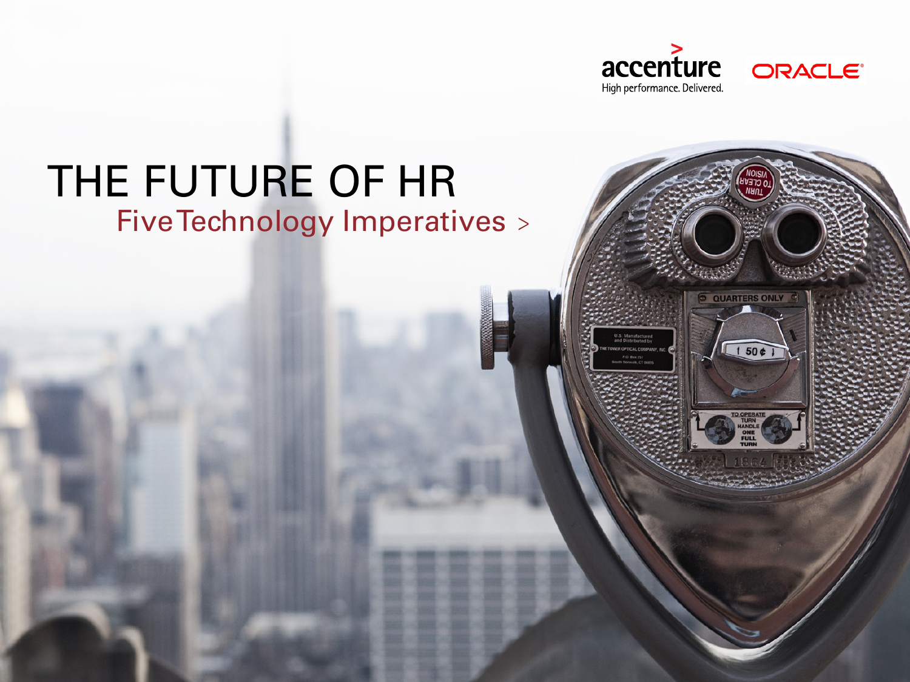accenture

High performance. Delivered.

ORACLE

# THE FUTURE OF HR

## Five Technology Imperatives >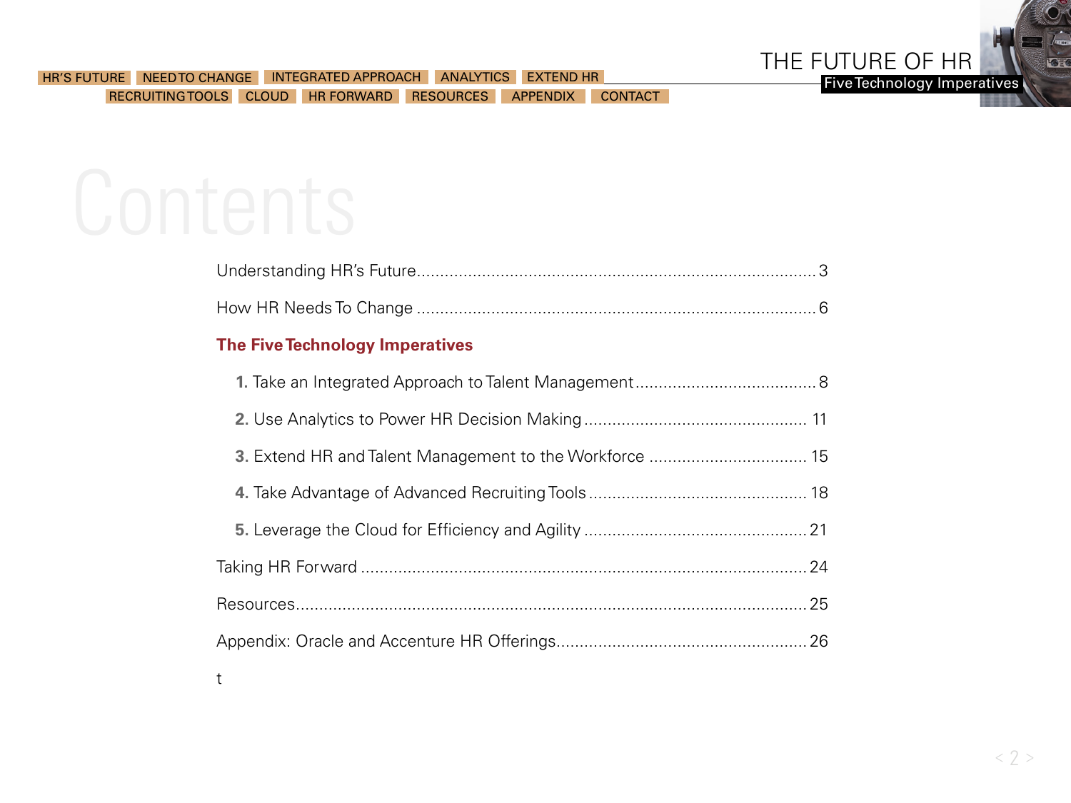# Contents

Understanding HR's Future .......... 3

How HR Needs To Change .......... 6

**The Five Technology Imperatives**

- **1.** Take an Integrated Approach to Talent Management .......... 8
- **2.** Use Analytics to Power HR Decision Making .......... 11
- **3.** Extend HR and Talent Management to the Workforce .......... 15
- **4.** Take Advantage of Advanced Recruiting Tools .......... 18
- **5.** Leverage the Cloud for Efficiency and Agility .......... 21

Taking HR Forward .......... 24

Resources .......... 25

Appendix: Oracle and Accenture HR Offerings .......... 26

t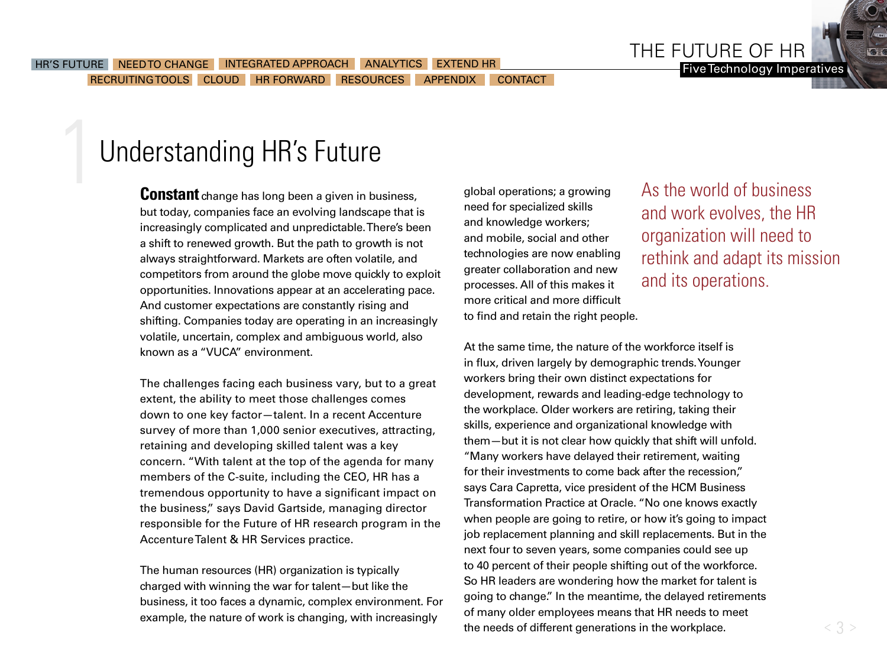# 1 Understanding HR's Future

**Constant** change has long been a given in business, but today, companies face an evolving landscape that is increasingly complicated and unpredictable. There's been a shift to renewed growth. But the path to growth is not always straightforward. Markets are often volatile, and competitors from around the globe move quickly to exploit opportunities. Innovations appear at an accelerating pace. And customer expectations are constantly rising and shifting. Companies today are operating in an increasingly volatile, uncertain, complex and ambiguous world, also known as a "VUCA" environment.

The challenges facing each business vary, but to a great extent, the ability to meet those challenges comes down to one key factor—talent. In a recent Accenture survey of more than 1,000 senior executives, attracting, retaining and developing skilled talent was a key concern. "With talent at the top of the agenda for many members of the C-suite, including the CEO, HR has a tremendous opportunity to have a significant impact on the business," says David Gartside, managing director responsible for the Future of HR research program in the Accenture Talent & HR Services practice.

The human resources (HR) organization is typically charged with winning the war for talent—but like the business, it too faces a dynamic, complex environment. For example, the nature of work is changing, with increasingly global operations; a growing need for specialized skills and knowledge workers; and mobile, social and other technologies are now enabling greater collaboration and new processes. All of this makes it more critical and more difficult to find and retain the right people.

> As the world of business and work evolves, the HR organization will need to rethink and adapt its mission and its operations.

At the same time, the nature of the workforce itself is in flux, driven largely by demographic trends. Younger workers bring their own distinct expectations for development, rewards and leading-edge technology to the workplace. Older workers are retiring, taking their skills, experience and organizational knowledge with them—but it is not clear how quickly that shift will unfold. "Many workers have delayed their retirement, waiting for their investments to come back after the recession," says Cara Capretta, vice president of the HCM Business Transformation Practice at Oracle. "No one knows exactly when people are going to retire, or how it's going to impact job replacement planning and skill replacements. But in the next four to seven years, some companies could see up to 40 percent of their people shifting out of the workforce. So HR leaders are wondering how the market for talent is going to change." In the meantime, the delayed retirements of many older employees means that HR needs to meet the needs of different generations in the workplace.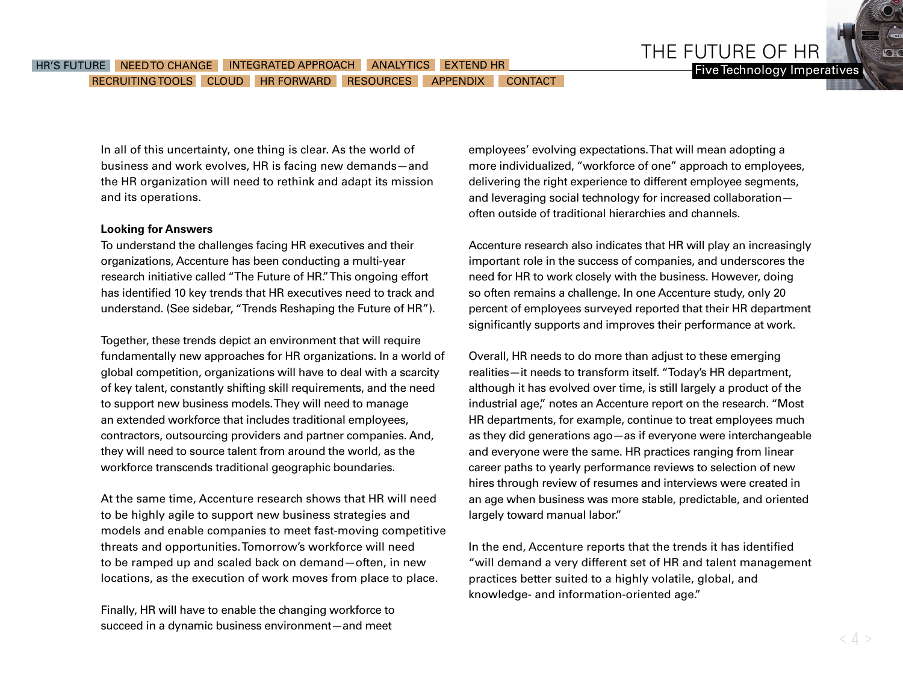In all of this uncertainty, one thing is clear. As the world of business and work evolves, HR is facing new demands—and the HR organization will need to rethink and adapt its mission and its operations.

**Looking for Answers**

To understand the challenges facing HR executives and their organizations, Accenture has been conducting a multi-year research initiative called "The Future of HR." This ongoing effort has identified 10 key trends that HR executives need to track and understand. (See sidebar, "Trends Reshaping the Future of HR").

Together, these trends depict an environment that will require fundamentally new approaches for HR organizations. In a world of global competition, organizations will have to deal with a scarcity of key talent, constantly shifting skill requirements, and the need to support new business models. They will need to manage an extended workforce that includes traditional employees, contractors, outsourcing providers and partner companies. And, they will need to source talent from around the world, as the workforce transcends traditional geographic boundaries.

At the same time, Accenture research shows that HR will need to be highly agile to support new business strategies and models and enable companies to meet fast-moving competitive threats and opportunities. Tomorrow's workforce will need to be ramped up and scaled back on demand—often, in new locations, as the execution of work moves from place to place.

Finally, HR will have to enable the changing workforce to succeed in a dynamic business environment—and meet employees' evolving expectations. That will mean adopting a more individualized, "workforce of one" approach to employees, delivering the right experience to different employee segments, and leveraging social technology for increased collaboration—often outside of traditional hierarchies and channels.

Accenture research also indicates that HR will play an increasingly important role in the success of companies, and underscores the need for HR to work closely with the business. However, doing so often remains a challenge. In one Accenture study, only 20 percent of employees surveyed reported that their HR department significantly supports and improves their performance at work.

Overall, HR needs to do more than adjust to these emerging realities—it needs to transform itself. "Today's HR department, although it has evolved over time, is still largely a product of the industrial age," notes an Accenture report on the research. "Most HR departments, for example, continue to treat employees much as they did generations ago—as if everyone were interchangeable and everyone were the same. HR practices ranging from linear career paths to yearly performance reviews to selection of new hires through review of resumes and interviews were created in an age when business was more stable, predictable, and oriented largely toward manual labor."

In the end, Accenture reports that the trends it has identified "will demand a very different set of HR and talent management practices better suited to a highly volatile, global, and knowledge- and information-oriented age."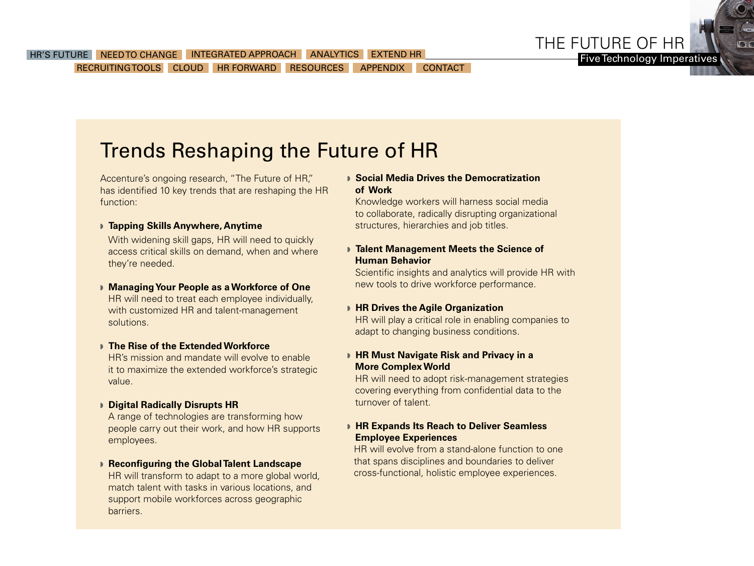# Trends Reshaping the Future of HR

Accenture's ongoing research, "The Future of HR," has identified 10 key trends that are reshaping the HR function:

- **Tapping Skills Anywhere, Anytime**
  With widening skill gaps, HR will need to quickly access critical skills on demand, when and where they're needed.

- **Managing Your People as a Workforce of One**
  HR will need to treat each employee individually, with customized HR and talent-management solutions.

- **The Rise of the Extended Workforce**
  HR's mission and mandate will evolve to enable it to maximize the extended workforce's strategic value.

- **Digital Radically Disrupts HR**
  A range of technologies are transforming how people carry out their work, and how HR supports employees.

- **Reconfiguring the Global Talent Landscape**
  HR will transform to adapt to a more global world, match talent with tasks in various locations, and support mobile workforces across geographic barriers.

- **Social Media Drives the Democratization of Work**
  Knowledge workers will harness social media to collaborate, radically disrupting organizational structures, hierarchies and job titles.

- **Talent Management Meets the Science of Human Behavior**
  Scientific insights and analytics will provide HR with new tools to drive workforce performance.

- **HR Drives the Agile Organization**
  HR will play a critical role in enabling companies to adapt to changing business conditions.

- **HR Must Navigate Risk and Privacy in a More Complex World**
  HR will need to adopt risk-management strategies covering everything from confidential data to the turnover of talent.

- **HR Expands Its Reach to Deliver Seamless Employee Experiences**
  HR will evolve from a stand-alone function to one that spans disciplines and boundaries to deliver cross-functional, holistic employee experiences.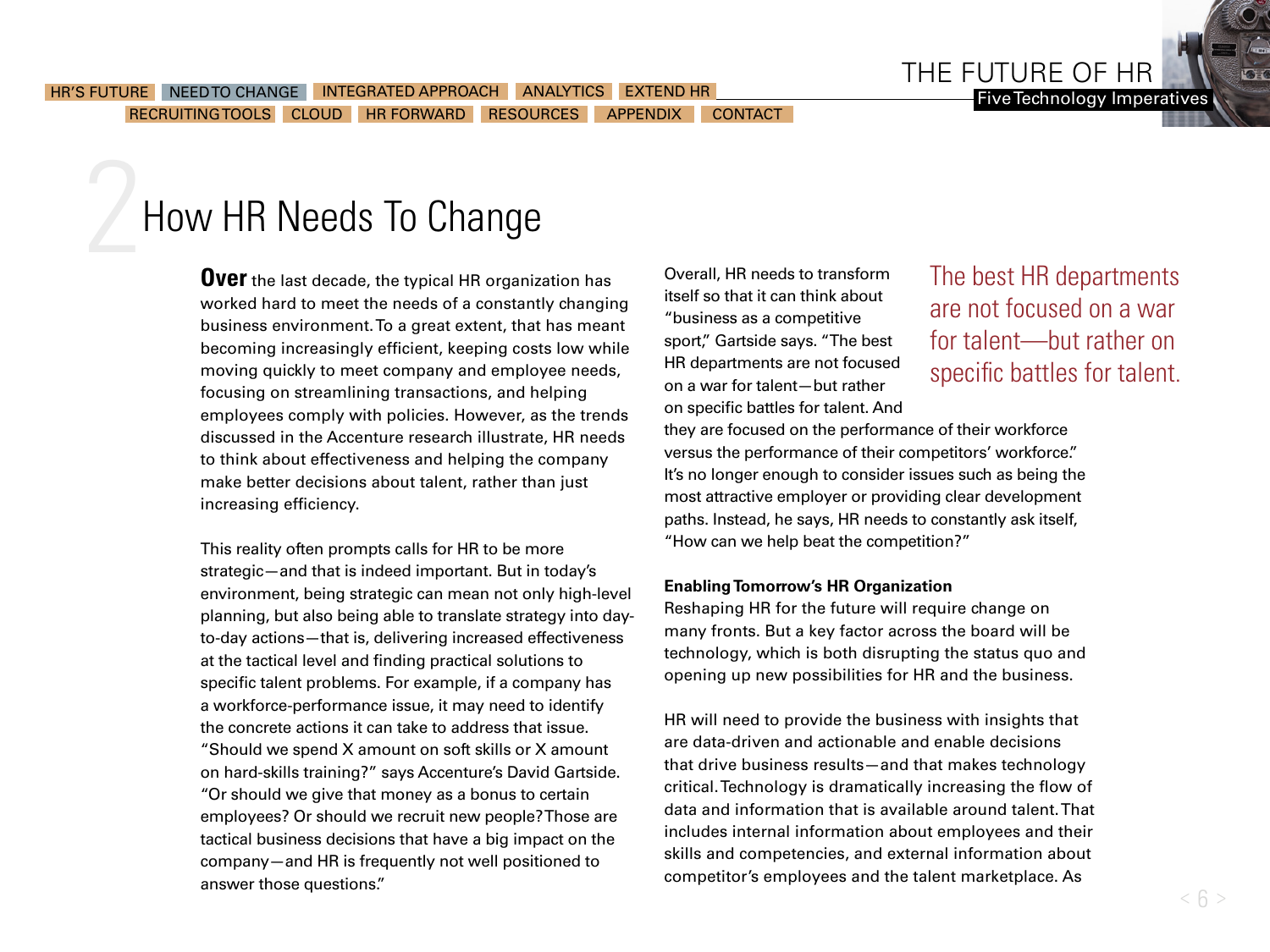# 2 How HR Needs To Change

**Over** the last decade, the typical HR organization has worked hard to meet the needs of a constantly changing business environment. To a great extent, that has meant becoming increasingly efficient, keeping costs low while moving quickly to meet company and employee needs, focusing on streamlining transactions, and helping employees comply with policies. However, as the trends discussed in the Accenture research illustrate, HR needs to think about effectiveness and helping the company make better decisions about talent, rather than just increasing efficiency.

This reality often prompts calls for HR to be more strategic—and that is indeed important. But in today's environment, being strategic can mean not only high-level planning, but also being able to translate strategy into day-to-day actions—that is, delivering increased effectiveness at the tactical level and finding practical solutions to specific talent problems. For example, if a company has a workforce-performance issue, it may need to identify the concrete actions it can take to address that issue. "Should we spend X amount on soft skills or X amount on hard-skills training?" says Accenture's David Gartside. "Or should we give that money as a bonus to certain employees? Or should we recruit new people? Those are tactical business decisions that have a big impact on the company—and HR is frequently not well positioned to answer those questions."

Overall, HR needs to transform itself so that it can think about "business as a competitive sport," Gartside says. "The best HR departments are not focused on a war for talent—but rather on specific battles for talent. And they are focused on the performance of their workforce versus the performance of their competitors' workforce." It's no longer enough to consider issues such as being the most attractive employer or providing clear development paths. Instead, he says, HR needs to constantly ask itself, "How can we help beat the competition?"

> The best HR departments are not focused on a war for talent—but rather on specific battles for talent.

**Enabling Tomorrow's HR Organization**

Reshaping HR for the future will require change on many fronts. But a key factor across the board will be technology, which is both disrupting the status quo and opening up new possibilities for HR and the business.

HR will need to provide the business with insights that are data-driven and actionable and enable decisions that drive business results—and that makes technology critical. Technology is dramatically increasing the flow of data and information that is available around talent. That includes internal information about employees and their skills and competencies, and external information about competitor's employees and the talent marketplace. As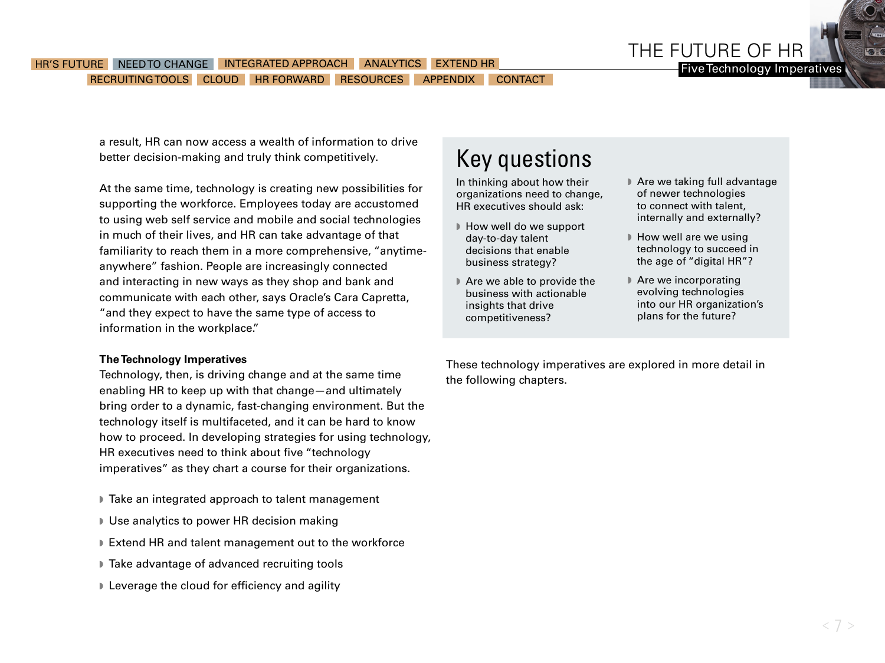a result, HR can now access a wealth of information to drive better decision-making and truly think competitively.

At the same time, technology is creating new possibilities for supporting the workforce. Employees today are accustomed to using web self service and mobile and social technologies in much of their lives, and HR can take advantage of that familiarity to reach them in a more comprehensive, "anytime-anywhere" fashion. People are increasingly connected and interacting in new ways as they shop and bank and communicate with each other, says Oracle's Cara Capretta, "and they expect to have the same type of access to information in the workplace."

**The Technology Imperatives**

Technology, then, is driving change and at the same time enabling HR to keep up with that change—and ultimately bring order to a dynamic, fast-changing environment. But the technology itself is multifaceted, and it can be hard to know how to proceed. In developing strategies for using technology, HR executives need to think about five "technology imperatives" as they chart a course for their organizations.

- Take an integrated approach to talent management
- Use analytics to power HR decision making
- Extend HR and talent management out to the workforce
- Take advantage of advanced recruiting tools
- Leverage the cloud for efficiency and agility

## Key questions

In thinking about how their organizations need to change, HR executives should ask:

- How well do we support day-to-day talent decisions that enable business strategy?
- Are we able to provide the business with actionable insights that drive competitiveness?
- Are we taking full advantage of newer technologies to connect with talent, internally and externally?
- How well are we using technology to succeed in the age of "digital HR"?
- Are we incorporating evolving technologies into our HR organization's plans for the future?

These technology imperatives are explored in more detail in the following chapters.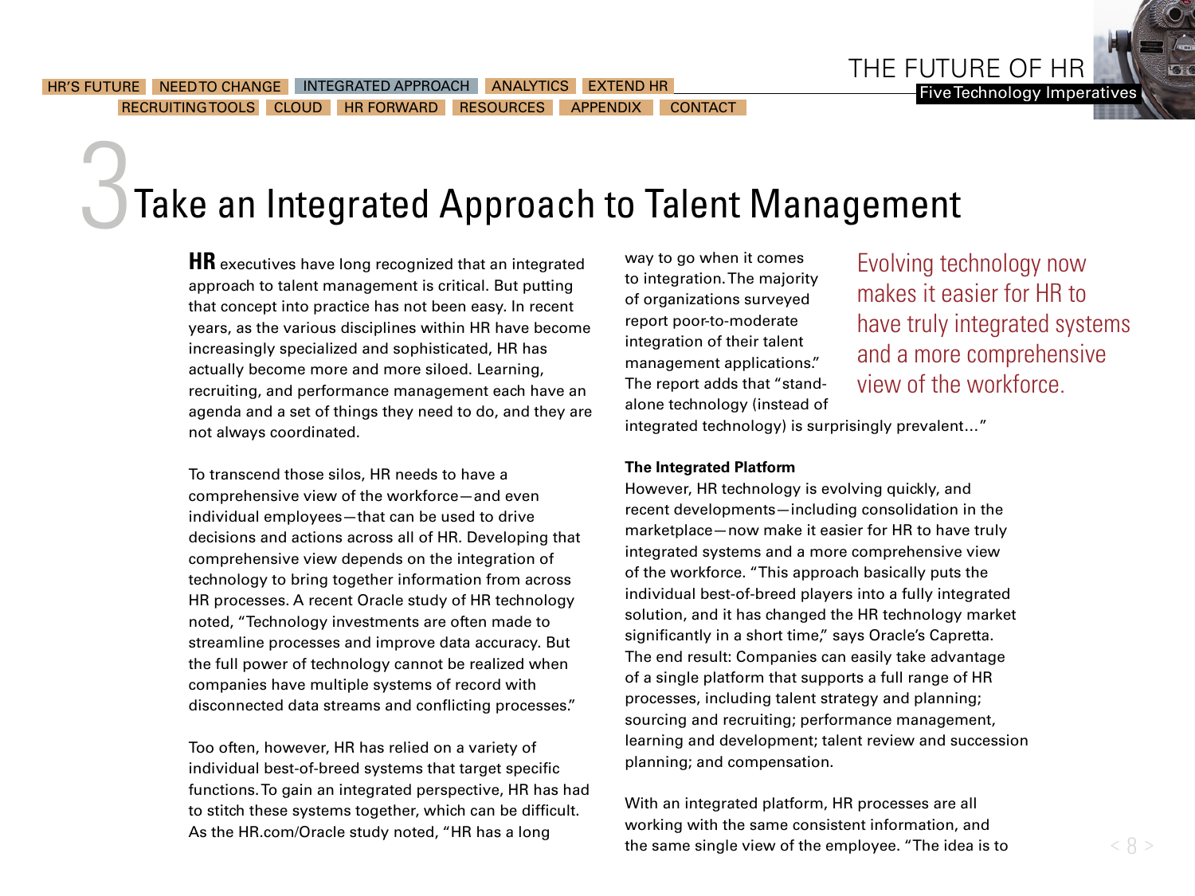# 3 Take an Integrated Approach to Talent Management

**HR** executives have long recognized that an integrated approach to talent management is critical. But putting that concept into practice has not been easy. In recent years, as the various disciplines within HR have become increasingly specialized and sophisticated, HR has actually become more and more siloed. Learning, recruiting, and performance management each have an agenda and a set of things they need to do, and they are not always coordinated.

To transcend those silos, HR needs to have a comprehensive view of the workforce—and even individual employees—that can be used to drive decisions and actions across all of HR. Developing that comprehensive view depends on the integration of technology to bring together information from across HR processes. A recent Oracle study of HR technology noted, "Technology investments are often made to streamline processes and improve data accuracy. But the full power of technology cannot be realized when companies have multiple systems of record with disconnected data streams and conflicting processes."

Too often, however, HR has relied on a variety of individual best-of-breed systems that target specific functions. To gain an integrated perspective, HR has had to stitch these systems together, which can be difficult. As the HR.com/Oracle study noted, "HR has a long way to go when it comes to integration. The majority of organizations surveyed report poor-to-moderate integration of their talent management applications." The report adds that "stand-alone technology (instead of integrated technology) is surprisingly prevalent..."

> Evolving technology now makes it easier for HR to have truly integrated systems and a more comprehensive view of the workforce.

**The Integrated Platform**

However, HR technology is evolving quickly, and recent developments—including consolidation in the marketplace—now make it easier for HR to have truly integrated systems and a more comprehensive view of the workforce. "This approach basically puts the individual best-of-breed players into a fully integrated solution, and it has changed the HR technology market significantly in a short time," says Oracle's Capretta. The end result: Companies can easily take advantage of a single platform that supports a full range of HR processes, including talent strategy and planning; sourcing and recruiting; performance management, learning and development; talent review and succession planning; and compensation.

With an integrated platform, HR processes are all working with the same consistent information, and the same single view of the employee. "The idea is to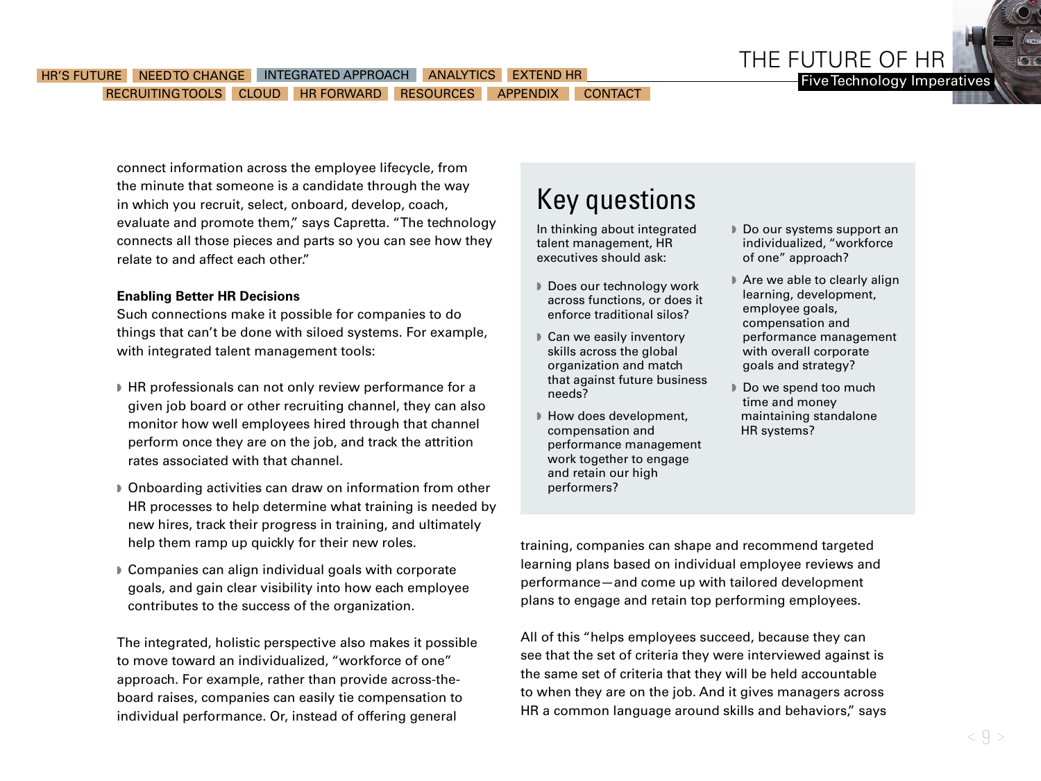connect information across the employee lifecycle, from the minute that someone is a candidate through the way in which you recruit, select, onboard, develop, coach, evaluate and promote them," says Capretta. "The technology connects all those pieces and parts so you can see how they relate to and affect each other."

**Enabling Better HR Decisions**

Such connections make it possible for companies to do things that can't be done with siloed systems. For example, with integrated talent management tools:

- HR professionals can not only review performance for a given job board or other recruiting channel, they can also monitor how well employees hired through that channel perform once they are on the job, and track the attrition rates associated with that channel.
- Onboarding activities can draw on information from other HR processes to help determine what training is needed by new hires, track their progress in training, and ultimately help them ramp up quickly for their new roles.
- Companies can align individual goals with corporate goals, and gain clear visibility into how each employee contributes to the success of the organization.

The integrated, holistic perspective also makes it possible to move toward an individualized, "workforce of one" approach. For example, rather than provide across-the-board raises, companies can easily tie compensation to individual performance. Or, instead of offering general training, companies can shape and recommend targeted learning plans based on individual employee reviews and performance—and come up with tailored development plans to engage and retain top performing employees.

All of this "helps employees succeed, because they can see that the set of criteria they were interviewed against is the same set of criteria that they will be held accountable to when they are on the job. And it gives managers across HR a common language around skills and behaviors," says

## Key questions

In thinking about integrated talent management, HR executives should ask:

- Does our technology work across functions, or does it enforce traditional silos?
- Can we easily inventory skills across the global organization and match that against future business needs?
- How does development, compensation and performance management work together to engage and retain our high performers?
- Do our systems support an individualized, "workforce of one" approach?
- Are we able to clearly align learning, development, employee goals, compensation and performance management with overall corporate goals and strategy?
- Do we spend too much time and money maintaining standalone HR systems?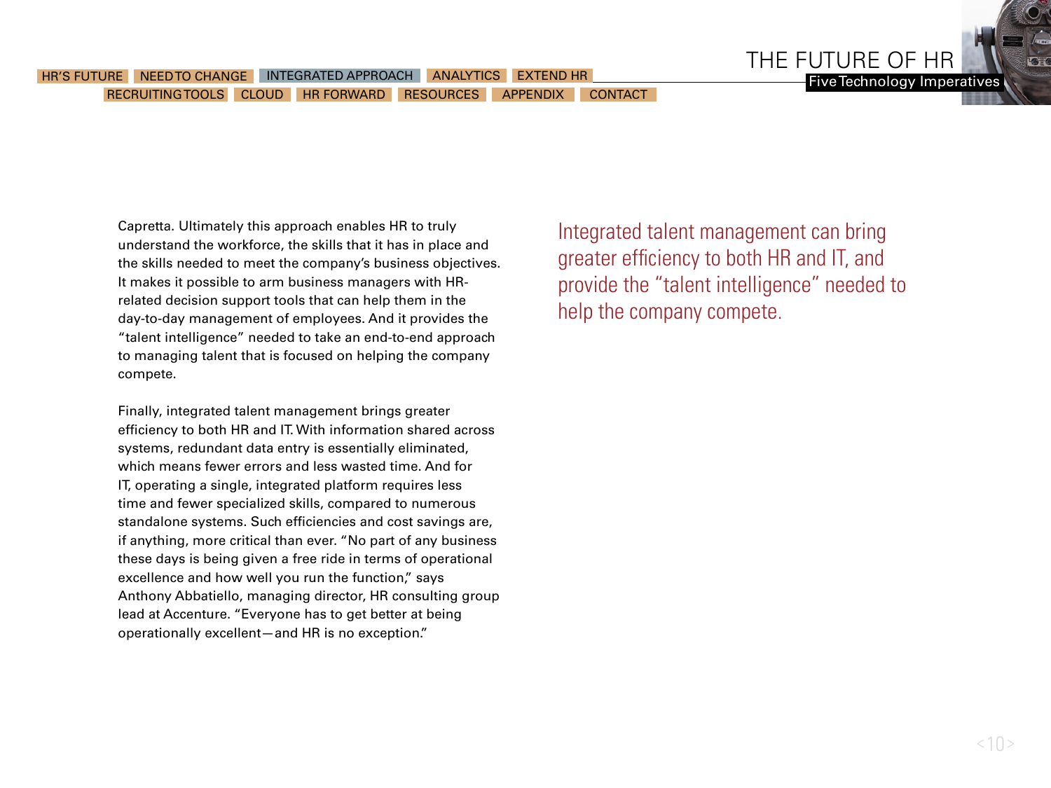Capretta. Ultimately this approach enables HR to truly understand the workforce, the skills that it has in place and the skills needed to meet the company's business objectives. It makes it possible to arm business managers with HR-related decision support tools that can help them in the day-to-day management of employees. And it provides the "talent intelligence" needed to take an end-to-end approach to managing talent that is focused on helping the company compete.

Finally, integrated talent management brings greater efficiency to both HR and IT. With information shared across systems, redundant data entry is essentially eliminated, which means fewer errors and less wasted time. And for IT, operating a single, integrated platform requires less time and fewer specialized skills, compared to numerous standalone systems. Such efficiencies and cost savings are, if anything, more critical than ever. "No part of any business these days is being given a free ride in terms of operational excellence and how well you run the function," says Anthony Abbatiello, managing director, HR consulting group lead at Accenture. "Everyone has to get better at being operationally excellent—and HR is no exception."

> Integrated talent management can bring greater efficiency to both HR and IT, and provide the "talent intelligence" needed to help the company compete.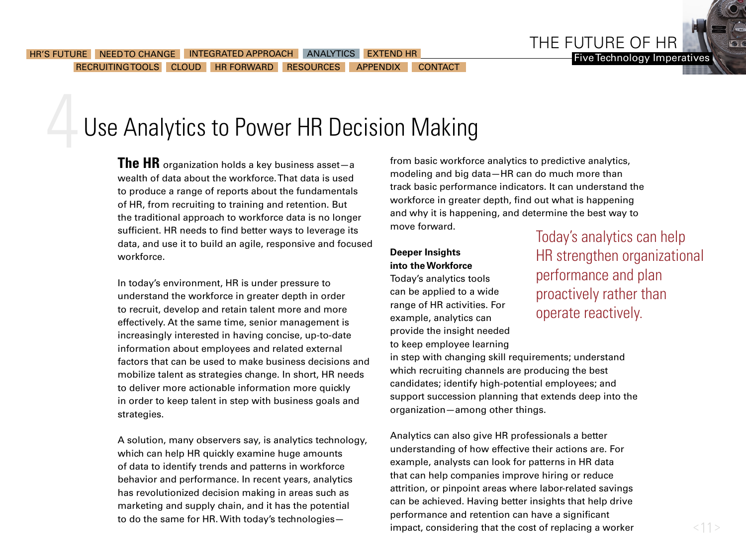# 4 Use Analytics to Power HR Decision Making

**The HR** organization holds a key business asset—a wealth of data about the workforce. That data is used to produce a range of reports about the fundamentals of HR, from recruiting to training and retention. But the traditional approach to workforce data is no longer sufficient. HR needs to find better ways to leverage its data, and use it to build an agile, responsive and focused workforce.

In today's environment, HR is under pressure to understand the workforce in greater depth in order to recruit, develop and retain talent more and more effectively. At the same time, senior management is increasingly interested in having concise, up-to-date information about employees and related external factors that can be used to make business decisions and mobilize talent as strategies change. In short, HR needs to deliver more actionable information more quickly in order to keep talent in step with business goals and strategies.

A solution, many observers say, is analytics technology, which can help HR quickly examine huge amounts of data to identify trends and patterns in workforce behavior and performance. In recent years, analytics has revolutionized decision making in areas such as marketing and supply chain, and it has the potential to do the same for HR. With today's technologies—from basic workforce analytics to predictive analytics, modeling and big data—HR can do much more than track basic performance indicators. It can understand the workforce in greater depth, find out what is happening and why it is happening, and determine the best way to move forward.

> Today's analytics can help HR strengthen organizational performance and plan proactively rather than operate reactively.

**Deeper Insights into the Workforce**

Today's analytics tools can be applied to a wide range of HR activities. For example, analytics can provide the insight needed to keep employee learning in step with changing skill requirements; understand which recruiting channels are producing the best candidates; identify high-potential employees; and support succession planning that extends deep into the organization—among other things.

Analytics can also give HR professionals a better understanding of how effective their actions are. For example, analysts can look for patterns in HR data that can help companies improve hiring or reduce attrition, or pinpoint areas where labor-related savings can be achieved. Having better insights that help drive performance and retention can have a significant impact, considering that the cost of replacing a worker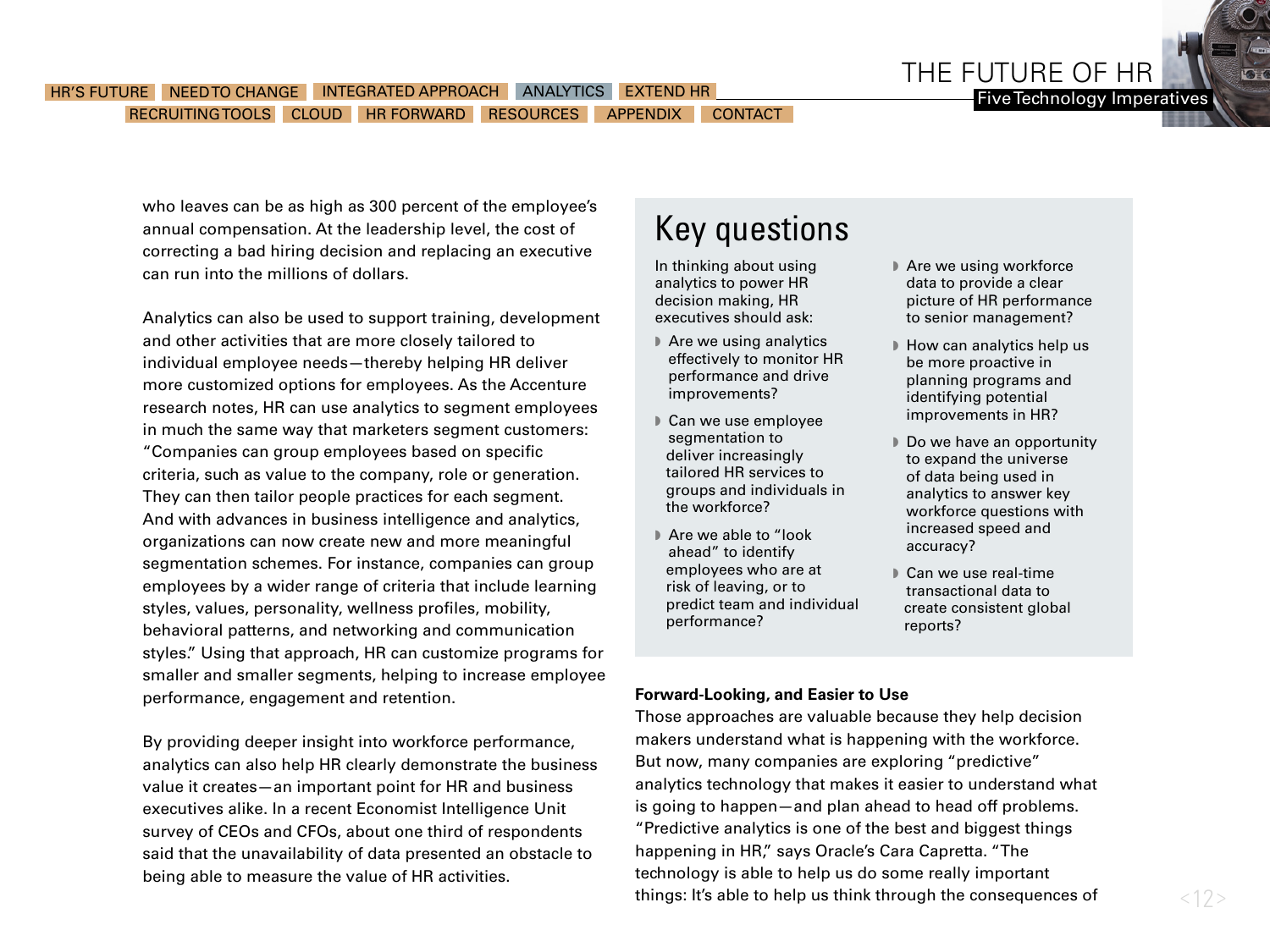who leaves can be as high as 300 percent of the employee's annual compensation. At the leadership level, the cost of correcting a bad hiring decision and replacing an executive can run into the millions of dollars.

Analytics can also be used to support training, development and other activities that are more closely tailored to individual employee needs—thereby helping HR deliver more customized options for employees. As the Accenture research notes, HR can use analytics to segment employees in much the same way that marketers segment customers: "Companies can group employees based on specific criteria, such as value to the company, role or generation. They can then tailor people practices for each segment. And with advances in business intelligence and analytics, organizations can now create new and more meaningful segmentation schemes. For instance, companies can group employees by a wider range of criteria that include learning styles, values, personality, wellness profiles, mobility, behavioral patterns, and networking and communication styles." Using that approach, HR can customize programs for smaller and smaller segments, helping to increase employee performance, engagement and retention.

By providing deeper insight into workforce performance, analytics can also help HR clearly demonstrate the business value it creates—an important point for HR and business executives alike. In a recent Economist Intelligence Unit survey of CEOs and CFOs, about one third of respondents said that the unavailability of data presented an obstacle to being able to measure the value of HR activities.

## Key questions

In thinking about using analytics to power HR decision making, HR executives should ask:

- Are we using analytics effectively to monitor HR performance and drive improvements?
- Can we use employee segmentation to deliver increasingly tailored HR services to groups and individuals in the workforce?
- Are we able to "look ahead" to identify employees who are at risk of leaving, or to predict team and individual performance?
- Are we using workforce data to provide a clear picture of HR performance to senior management?
- How can analytics help us be more proactive in planning programs and identifying potential improvements in HR?
- Do we have an opportunity to expand the universe of data being used in analytics to answer key workforce questions with increased speed and accuracy?
- Can we use real-time transactional data to create consistent global reports?

**Forward-Looking, and Easier to Use**

Those approaches are valuable because they help decision makers understand what is happening with the workforce. But now, many companies are exploring "predictive" analytics technology that makes it easier to understand what is going to happen—and plan ahead to head off problems. "Predictive analytics is one of the best and biggest things happening in HR," says Oracle's Cara Capretta. "The technology is able to help us do some really important things: It's able to help us think through the consequences of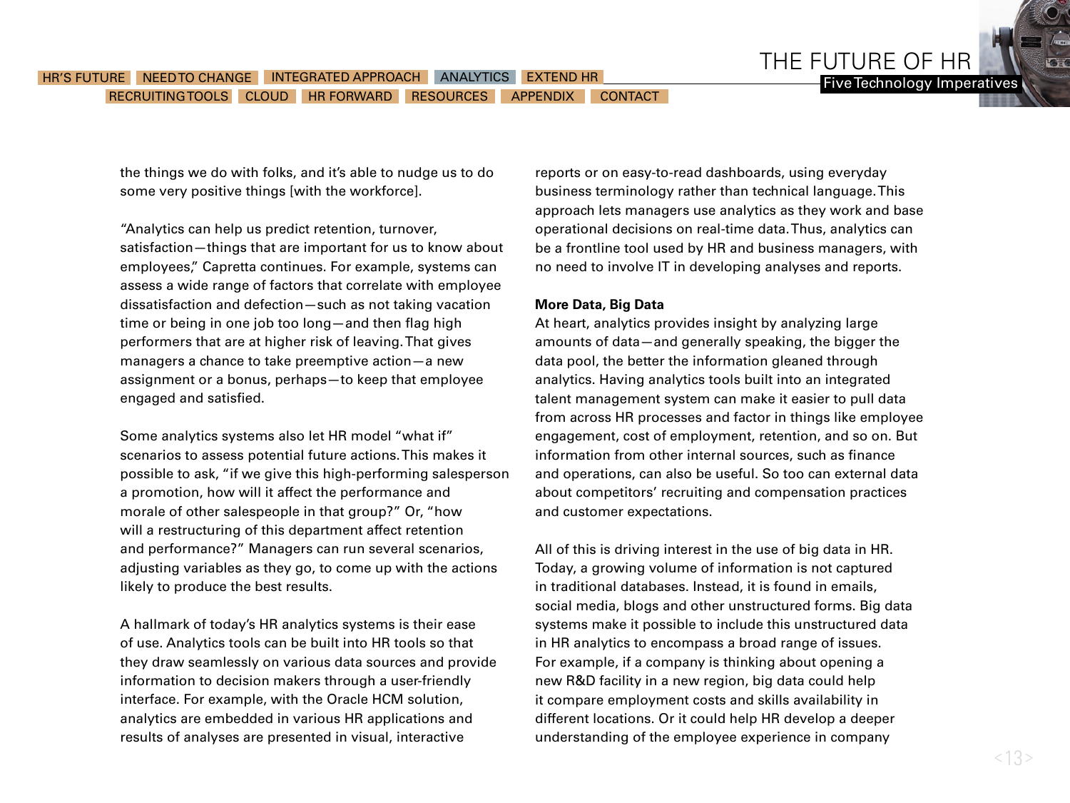the things we do with folks, and it's able to nudge us to do some very positive things [with the workforce].

"Analytics can help us predict retention, turnover, satisfaction—things that are important for us to know about employees," Capretta continues. For example, systems can assess a wide range of factors that correlate with employee dissatisfaction and defection—such as not taking vacation time or being in one job too long—and then flag high performers that are at higher risk of leaving. That gives managers a chance to take preemptive action—a new assignment or a bonus, perhaps—to keep that employee engaged and satisfied.

Some analytics systems also let HR model "what if" scenarios to assess potential future actions. This makes it possible to ask, "if we give this high-performing salesperson a promotion, how will it affect the performance and morale of other salespeople in that group?" Or, "how will a restructuring of this department affect retention and performance?" Managers can run several scenarios, adjusting variables as they go, to come up with the actions likely to produce the best results.

A hallmark of today's HR analytics systems is their ease of use. Analytics tools can be built into HR tools so that they draw seamlessly on various data sources and provide information to decision makers through a user-friendly interface. For example, with the Oracle HCM solution, analytics are embedded in various HR applications and results of analyses are presented in visual, interactive reports or on easy-to-read dashboards, using everyday business terminology rather than technical language. This approach lets managers use analytics as they work and base operational decisions on real-time data. Thus, analytics can be a frontline tool used by HR and business managers, with no need to involve IT in developing analyses and reports.

**More Data, Big Data**

At heart, analytics provides insight by analyzing large amounts of data—and generally speaking, the bigger the data pool, the better the information gleaned through analytics. Having analytics tools built into an integrated talent management system can make it easier to pull data from across HR processes and factor in things like employee engagement, cost of employment, retention, and so on. But information from other internal sources, such as finance and operations, can also be useful. So too can external data about competitors' recruiting and compensation practices and customer expectations.

All of this is driving interest in the use of big data in HR. Today, a growing volume of information is not captured in traditional databases. Instead, it is found in emails, social media, blogs and other unstructured forms. Big data systems make it possible to include this unstructured data in HR analytics to encompass a broad range of issues. For example, if a company is thinking about opening a new R&D facility in a new region, big data could help it compare employment costs and skills availability in different locations. Or it could help HR develop a deeper understanding of the employee experience in company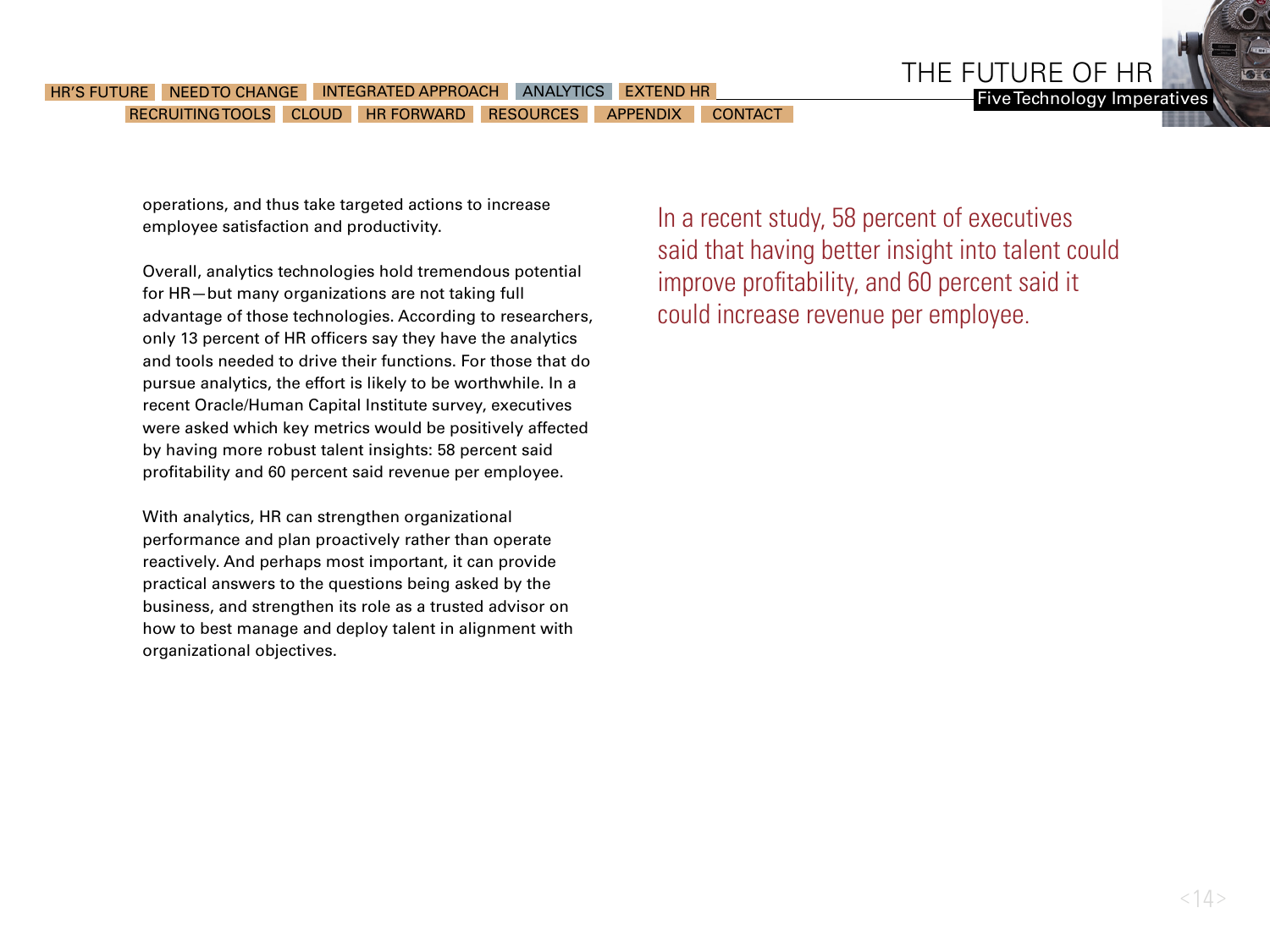operations, and thus take targeted actions to increase employee satisfaction and productivity.

Overall, analytics technologies hold tremendous potential for HR—but many organizations are not taking full advantage of those technologies. According to researchers, only 13 percent of HR officers say they have the analytics and tools needed to drive their functions. For those that do pursue analytics, the effort is likely to be worthwhile. In a recent Oracle/Human Capital Institute survey, executives were asked which key metrics would be positively affected by having more robust talent insights: 58 percent said profitability and 60 percent said revenue per employee.

With analytics, HR can strengthen organizational performance and plan proactively rather than operate reactively. And perhaps most important, it can provide practical answers to the questions being asked by the business, and strengthen its role as a trusted advisor on how to best manage and deploy talent in alignment with organizational objectives.

> In a recent study, 58 percent of executives said that having better insight into talent could improve profitability, and 60 percent said it could increase revenue per employee.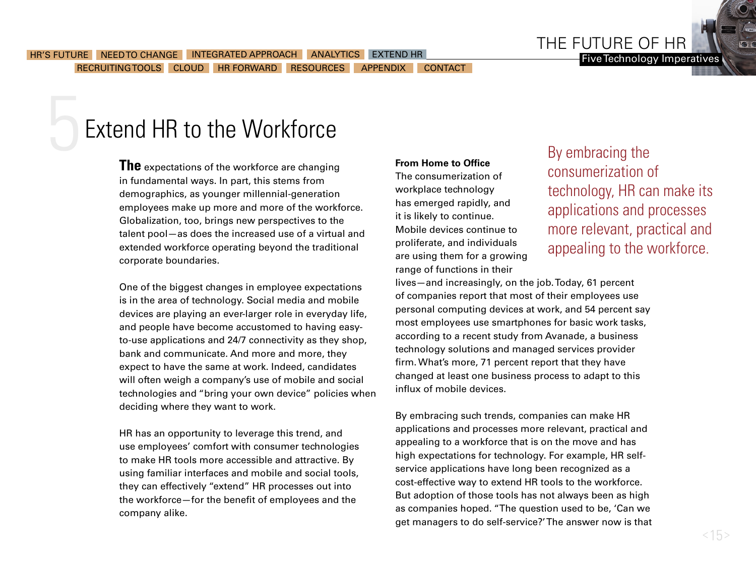# 5 Extend HR to the Workforce

**The** expectations of the workforce are changing in fundamental ways. In part, this stems from demographics, as younger millennial-generation employees make up more and more of the workforce. Globalization, too, brings new perspectives to the talent pool—as does the increased use of a virtual and extended workforce operating beyond the traditional corporate boundaries.

One of the biggest changes in employee expectations is in the area of technology. Social media and mobile devices are playing an ever-larger role in everyday life, and people have become accustomed to having easy-to-use applications and 24/7 connectivity as they shop, bank and communicate. And more and more, they expect to have the same at work. Indeed, candidates will often weigh a company's use of mobile and social technologies and "bring your own device" policies when deciding where they want to work.

HR has an opportunity to leverage this trend, and use employees' comfort with consumer technologies to make HR tools more accessible and attractive. By using familiar interfaces and mobile and social tools, they can effectively "extend" HR processes out into the workforce—for the benefit of employees and the company alike.

**From Home to Office**

The consumerization of workplace technology has emerged rapidly, and it is likely to continue. Mobile devices continue to proliferate, and individuals are using them for a growing range of functions in their lives—and increasingly, on the job. Today, 61 percent of companies report that most of their employees use personal computing devices at work, and 54 percent say most employees use smartphones for basic work tasks, according to a recent study from Avanade, a business technology solutions and managed services provider firm. What's more, 71 percent report that they have changed at least one business process to adapt to this influx of mobile devices.

> By embracing the consumerization of technology, HR can make its applications and processes more relevant, practical and appealing to the workforce.

By embracing such trends, companies can make HR applications and processes more relevant, practical and appealing to a workforce that is on the move and has high expectations for technology. For example, HR self-service applications have long been recognized as a cost-effective way to extend HR tools to the workforce. But adoption of those tools has not always been as high as companies hoped. "The question used to be, 'Can we get managers to do self-service?' The answer now is that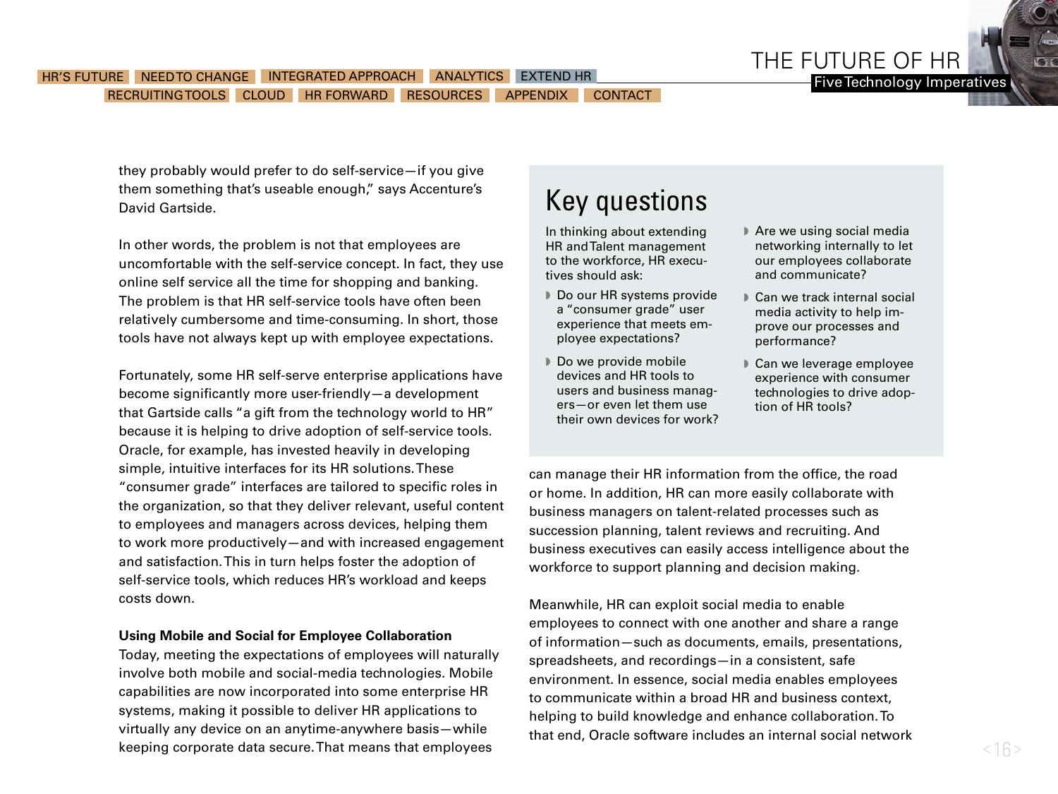they probably would prefer to do self-service—if you give them something that's useable enough," says Accenture's David Gartside.

In other words, the problem is not that employees are uncomfortable with the self-service concept. In fact, they use online self service all the time for shopping and banking. The problem is that HR self-service tools have often been relatively cumbersome and time-consuming. In short, those tools have not always kept up with employee expectations.

Fortunately, some HR self-serve enterprise applications have become significantly more user-friendly—a development that Gartside calls "a gift from the technology world to HR" because it is helping to drive adoption of self-service tools. Oracle, for example, has invested heavily in developing simple, intuitive interfaces for its HR solutions. These "consumer grade" interfaces are tailored to specific roles in the organization, so that they deliver relevant, useful content to employees and managers across devices, helping them to work more productively—and with increased engagement and satisfaction. This in turn helps foster the adoption of self-service tools, which reduces HR's workload and keeps costs down.

**Using Mobile and Social for Employee Collaboration**

Today, meeting the expectations of employees will naturally involve both mobile and social-media technologies. Mobile capabilities are now incorporated into some enterprise HR systems, making it possible to deliver HR applications to virtually any device on an anytime-anywhere basis—while keeping corporate data secure. That means that employees can manage their HR information from the office, the road or home. In addition, HR can more easily collaborate with business managers on talent-related processes such as succession planning, talent reviews and recruiting. And business executives can easily access intelligence about the workforce to support planning and decision making.

Meanwhile, HR can exploit social media to enable employees to connect with one another and share a range of information—such as documents, emails, presentations, spreadsheets, and recordings—in a consistent, safe environment. In essence, social media enables employees to communicate within a broad HR and business context, helping to build knowledge and enhance collaboration. To that end, Oracle software includes an internal social network

## Key questions

In thinking about extending HR and Talent management to the workforce, HR executives should ask:

- Do our HR systems provide a "consumer grade" user experience that meets employee expectations?
- Do we provide mobile devices and HR tools to users and business managers—or even let them use their own devices for work?
- Are we using social media networking internally to let our employees collaborate and communicate?
- Can we track internal social media activity to help improve our processes and performance?
- Can we leverage employee experience with consumer technologies to drive adoption of HR tools?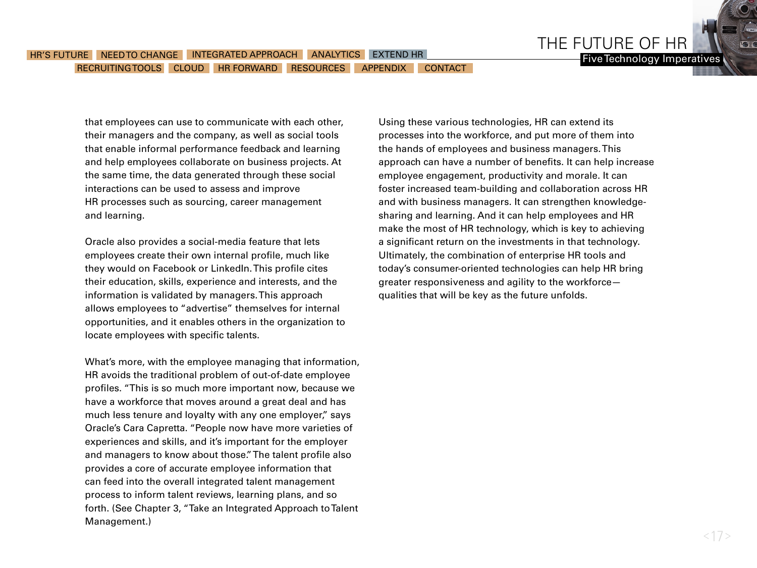that employees can use to communicate with each other, their managers and the company, as well as social tools that enable informal performance feedback and learning and help employees collaborate on business projects. At the same time, the data generated through these social interactions can be used to assess and improve HR processes such as sourcing, career management and learning.

Oracle also provides a social-media feature that lets employees create their own internal profile, much like they would on Facebook or LinkedIn. This profile cites their education, skills, experience and interests, and the information is validated by managers. This approach allows employees to "advertise" themselves for internal opportunities, and it enables others in the organization to locate employees with specific talents.

What's more, with the employee managing that information, HR avoids the traditional problem of out-of-date employee profiles. "This is so much more important now, because we have a workforce that moves around a great deal and has much less tenure and loyalty with any one employer," says Oracle's Cara Capretta. "People now have more varieties of experiences and skills, and it's important for the employer and managers to know about those." The talent profile also provides a core of accurate employee information that can feed into the overall integrated talent management process to inform talent reviews, learning plans, and so forth. (See Chapter 3, "Take an Integrated Approach to Talent Management.)

Using these various technologies, HR can extend its processes into the workforce, and put more of them into the hands of employees and business managers. This approach can have a number of benefits. It can help increase employee engagement, productivity and morale. It can foster increased team-building and collaboration across HR and with business managers. It can strengthen knowledge-sharing and learning. And it can help employees and HR make the most of HR technology, which is key to achieving a significant return on the investments in that technology. Ultimately, the combination of enterprise HR tools and today's consumer-oriented technologies can help HR bring greater responsiveness and agility to the workforce—qualities that will be key as the future unfolds.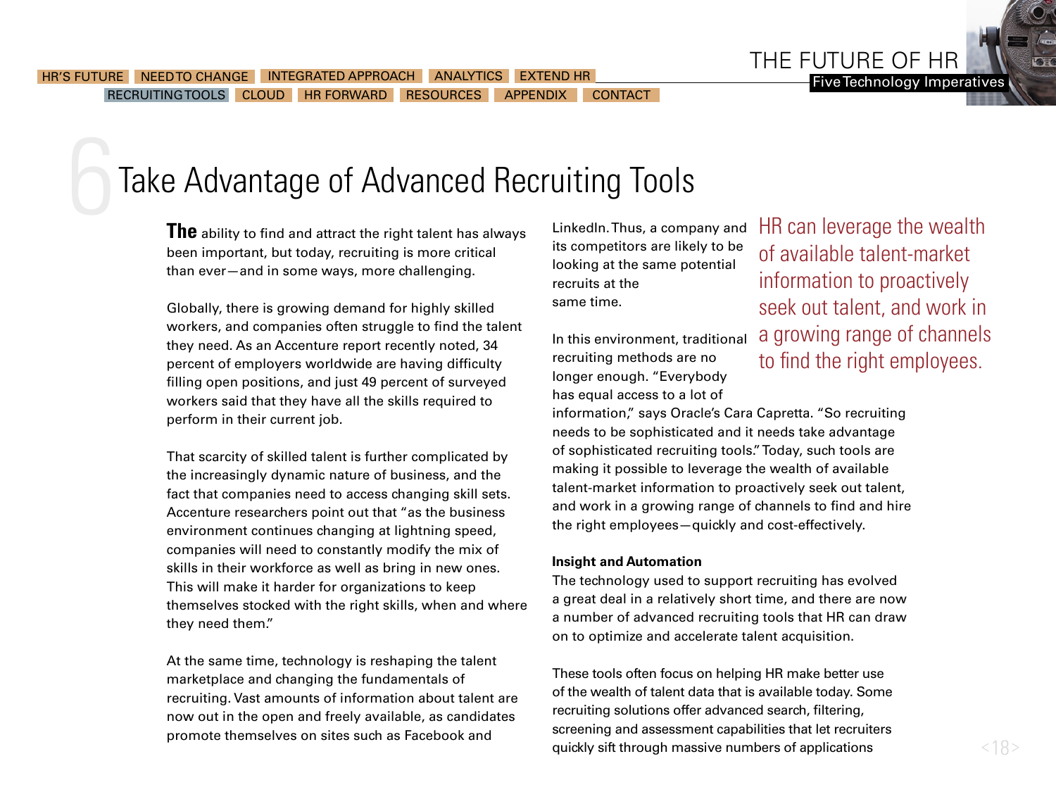# 6 Take Advantage of Advanced Recruiting Tools

**The** ability to find and attract the right talent has always been important, but today, recruiting is more critical than ever—and in some ways, more challenging.

Globally, there is growing demand for highly skilled workers, and companies often struggle to find the talent they need. As an Accenture report recently noted, 34 percent of employers worldwide are having difficulty filling open positions, and just 49 percent of surveyed workers said that they have all the skills required to perform in their current job.

That scarcity of skilled talent is further complicated by the increasingly dynamic nature of business, and the fact that companies need to access changing skill sets. Accenture researchers point out that "as the business environment continues changing at lightning speed, companies will need to constantly modify the mix of skills in their workforce as well as bring in new ones. This will make it harder for organizations to keep themselves stocked with the right skills, when and where they need them."

At the same time, technology is reshaping the talent marketplace and changing the fundamentals of recruiting. Vast amounts of information about talent are now out in the open and freely available, as candidates promote themselves on sites such as Facebook and LinkedIn. Thus, a company and its competitors are likely to be looking at the same potential recruits at the same time.

> HR can leverage the wealth of available talent-market information to proactively seek out talent, and work in a growing range of channels to find the right employees.

In this environment, traditional recruiting methods are no longer enough. "Everybody has equal access to a lot of information," says Oracle's Cara Capretta. "So recruiting needs to be sophisticated and it needs take advantage of sophisticated recruiting tools." Today, such tools are making it possible to leverage the wealth of available talent-market information to proactively seek out talent, and work in a growing range of channels to find and hire the right employees—quickly and cost-effectively.

**Insight and Automation**

The technology used to support recruiting has evolved a great deal in a relatively short time, and there are now a number of advanced recruiting tools that HR can draw on to optimize and accelerate talent acquisition.

These tools often focus on helping HR make better use of the wealth of talent data that is available today. Some recruiting solutions offer advanced search, filtering, screening and assessment capabilities that let recruiters quickly sift through massive numbers of applications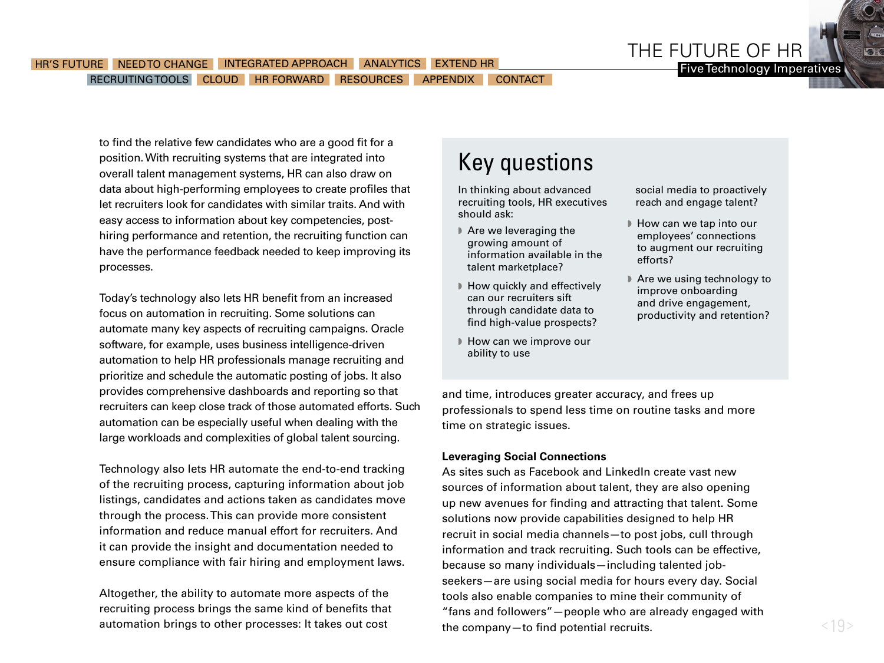to find the relative few candidates who are a good fit for a position. With recruiting systems that are integrated into overall talent management systems, HR can also draw on data about high-performing employees to create profiles that let recruiters look for candidates with similar traits. And with easy access to information about key competencies, post-hiring performance and retention, the recruiting function can have the performance feedback needed to keep improving its processes.

Today's technology also lets HR benefit from an increased focus on automation in recruiting. Some solutions can automate many key aspects of recruiting campaigns. Oracle software, for example, uses business intelligence-driven automation to help HR professionals manage recruiting and prioritize and schedule the automatic posting of jobs. It also provides comprehensive dashboards and reporting so that recruiters can keep close track of those automated efforts. Such automation can be especially useful when dealing with the large workloads and complexities of global talent sourcing.

Technology also lets HR automate the end-to-end tracking of the recruiting process, capturing information about job listings, candidates and actions taken as candidates move through the process. This can provide more consistent information and reduce manual effort for recruiters. And it can provide the insight and documentation needed to ensure compliance with fair hiring and employment laws.

Altogether, the ability to automate more aspects of the recruiting process brings the same kind of benefits that automation brings to other processes: It takes out cost and time, introduces greater accuracy, and frees up professionals to spend less time on routine tasks and more time on strategic issues.

## Key questions

In thinking about advanced recruiting tools, HR executives should ask:

- Are we leveraging the growing amount of information available in the talent marketplace?
- How quickly and effectively can our recruiters sift through candidate data to find high-value prospects?
- How can we improve our ability to use social media to proactively reach and engage talent?
- How can we tap into our employees' connections to augment our recruiting efforts?
- Are we using technology to improve onboarding and drive engagement, productivity and retention?

**Leveraging Social Connections**

As sites such as Facebook and LinkedIn create vast new sources of information about talent, they are also opening up new avenues for finding and attracting that talent. Some solutions now provide capabilities designed to help HR recruit in social media channels—to post jobs, cull through information and track recruiting. Such tools can be effective, because so many individuals—including talented job-seekers—are using social media for hours every day. Social tools also enable companies to mine their community of "fans and followers"—people who are already engaged with the company—to find potential recruits.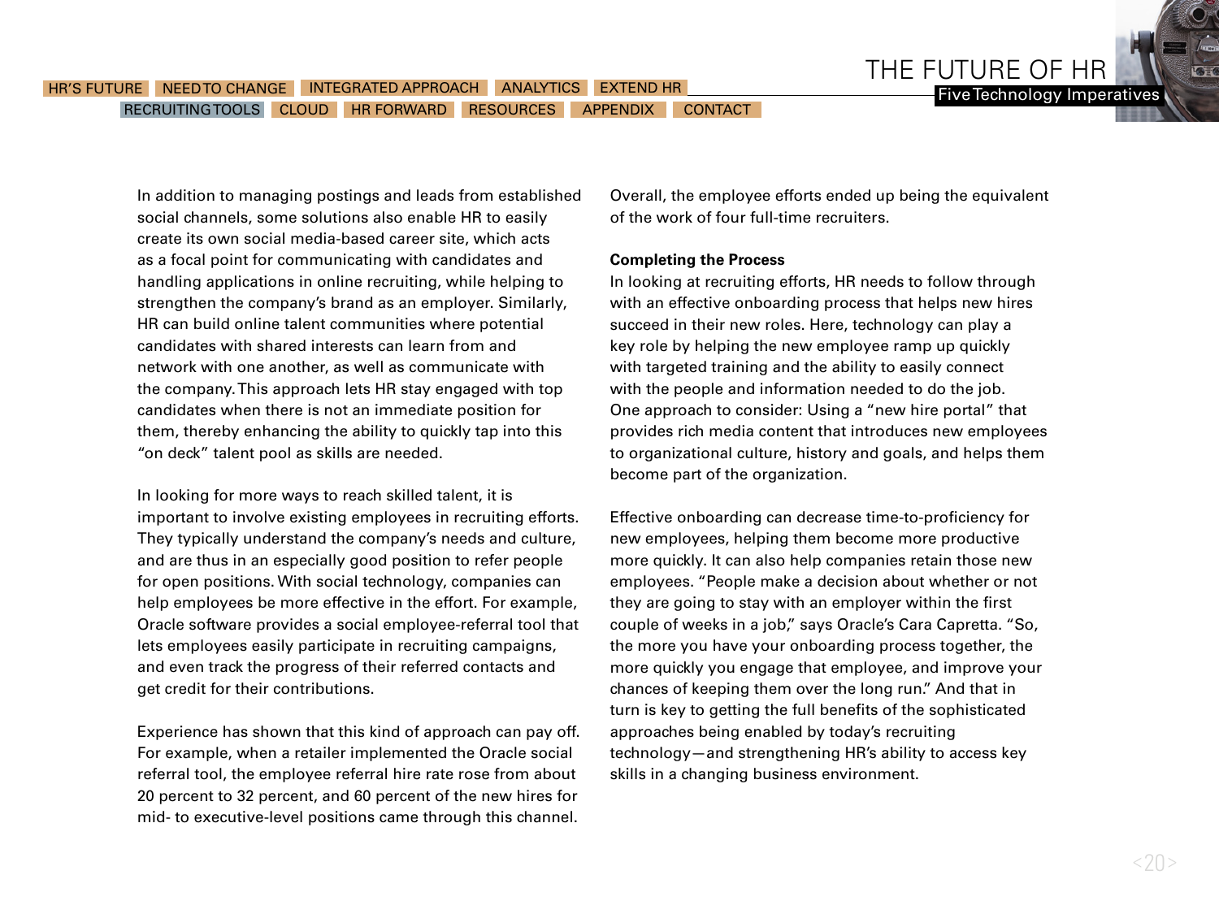In addition to managing postings and leads from established social channels, some solutions also enable HR to easily create its own social media-based career site, which acts as a focal point for communicating with candidates and handling applications in online recruiting, while helping to strengthen the company's brand as an employer. Similarly, HR can build online talent communities where potential candidates with shared interests can learn from and network with one another, as well as communicate with the company. This approach lets HR stay engaged with top candidates when there is not an immediate position for them, thereby enhancing the ability to quickly tap into this "on deck" talent pool as skills are needed.

In looking for more ways to reach skilled talent, it is important to involve existing employees in recruiting efforts. They typically understand the company's needs and culture, and are thus in an especially good position to refer people for open positions. With social technology, companies can help employees be more effective in the effort. For example, Oracle software provides a social employee-referral tool that lets employees easily participate in recruiting campaigns, and even track the progress of their referred contacts and get credit for their contributions.

Experience has shown that this kind of approach can pay off. For example, when a retailer implemented the Oracle social referral tool, the employee referral hire rate rose from about 20 percent to 32 percent, and 60 percent of the new hires for mid- to executive-level positions came through this channel. Overall, the employee efforts ended up being the equivalent of the work of four full-time recruiters.

**Completing the Process**

In looking at recruiting efforts, HR needs to follow through with an effective onboarding process that helps new hires succeed in their new roles. Here, technology can play a key role by helping the new employee ramp up quickly with targeted training and the ability to easily connect with the people and information needed to do the job. One approach to consider: Using a "new hire portal" that provides rich media content that introduces new employees to organizational culture, history and goals, and helps them become part of the organization.

Effective onboarding can decrease time-to-proficiency for new employees, helping them become more productive more quickly. It can also help companies retain those new employees. "People make a decision about whether or not they are going to stay with an employer within the first couple of weeks in a job," says Oracle's Cara Capretta. "So, the more you have your onboarding process together, the more quickly you engage that employee, and improve your chances of keeping them over the long run." And that in turn is key to getting the full benefits of the sophisticated approaches being enabled by today's recruiting technology—and strengthening HR's ability to access key skills in a changing business environment.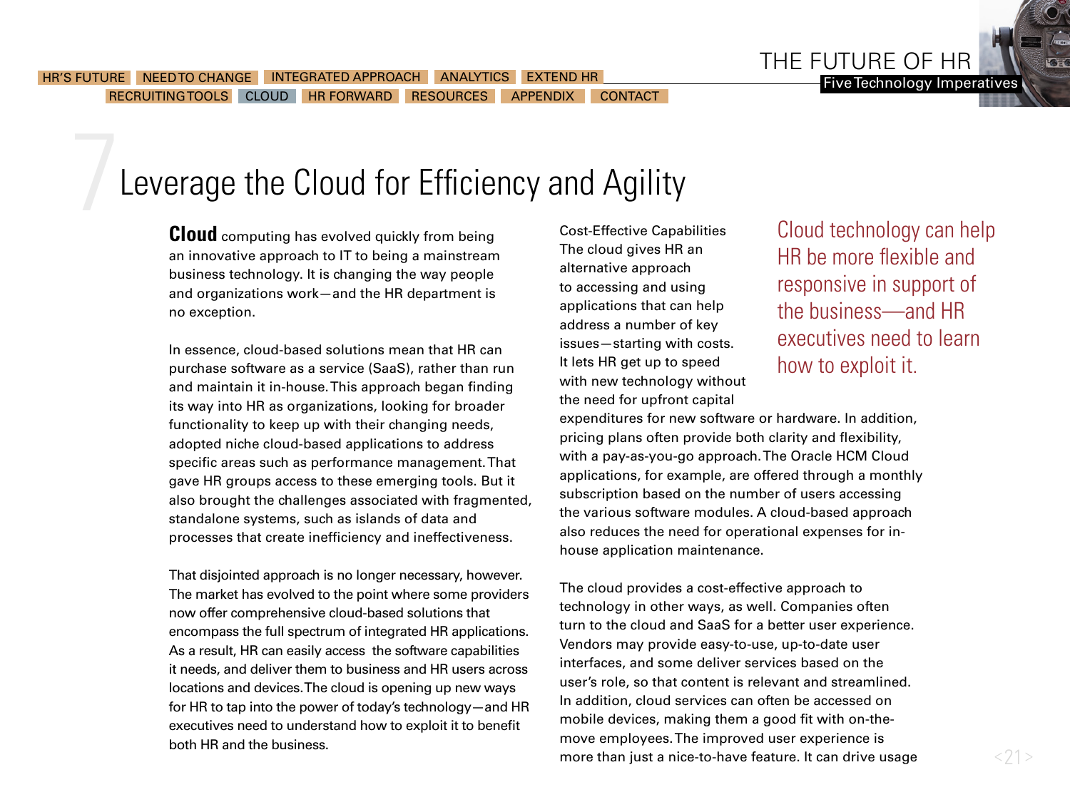# 7 Leverage the Cloud for Efficiency and Agility

**Cloud** computing has evolved quickly from being an innovative approach to IT to being a mainstream business technology. It is changing the way people and organizations work—and the HR department is no exception.

In essence, cloud-based solutions mean that HR can purchase software as a service (SaaS), rather than run and maintain it in-house. This approach began finding its way into HR as organizations, looking for broader functionality to keep up with their changing needs, adopted niche cloud-based applications to address specific areas such as performance management. That gave HR groups access to these emerging tools. But it also brought the challenges associated with fragmented, standalone systems, such as islands of data and processes that create inefficiency and ineffectiveness.

That disjointed approach is no longer necessary, however. The market has evolved to the point where some providers now offer comprehensive cloud-based solutions that encompass the full spectrum of integrated HR applications. As a result, HR can easily access the software capabilities it needs, and deliver them to business and HR users across locations and devices. The cloud is opening up new ways for HR to tap into the power of today's technology—and HR executives need to understand how to exploit it to benefit both HR and the business.

> Cloud technology can help HR be more flexible and responsive in support of the business—and HR executives need to learn how to exploit it.

Cost-Effective Capabilities

The cloud gives HR an alternative approach to accessing and using applications that can help address a number of key issues—starting with costs. It lets HR get up to speed with new technology without the need for upfront capital expenditures for new software or hardware. In addition, pricing plans often provide both clarity and flexibility, with a pay-as-you-go approach. The Oracle HCM Cloud applications, for example, are offered through a monthly subscription based on the number of users accessing the various software modules. A cloud-based approach also reduces the need for operational expenses for in-house application maintenance.

The cloud provides a cost-effective approach to technology in other ways, as well. Companies often turn to the cloud and SaaS for a better user experience. Vendors may provide easy-to-use, up-to-date user interfaces, and some deliver services based on the user's role, so that content is relevant and streamlined. In addition, cloud services can often be accessed on mobile devices, making them a good fit with on-the-move employees. The improved user experience is more than just a nice-to-have feature. It can drive usage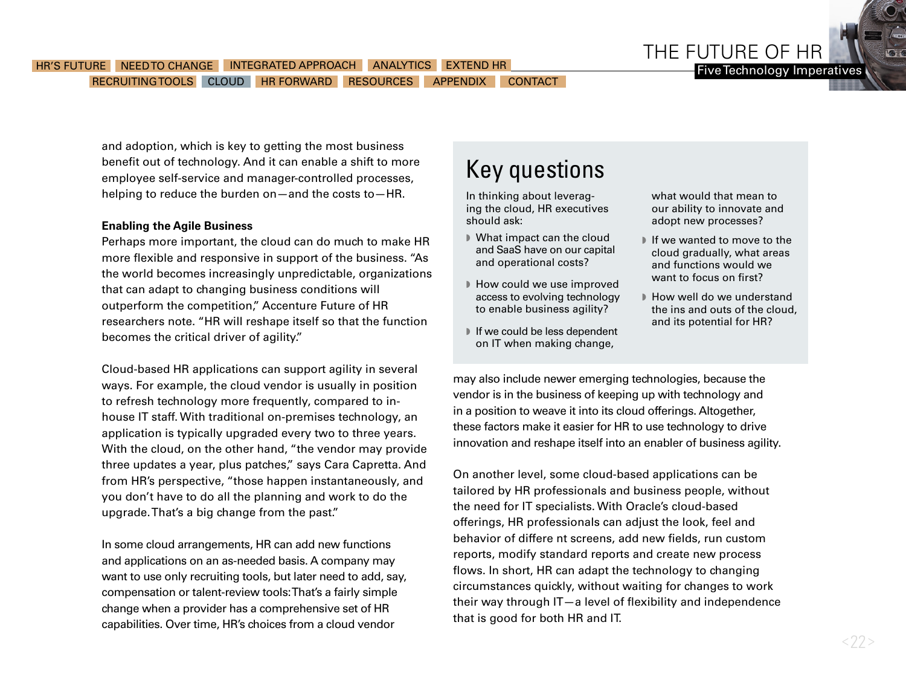and adoption, which is key to getting the most business benefit out of technology. And it can enable a shift to more employee self-service and manager-controlled processes, helping to reduce the burden on—and the costs to—HR.

**Enabling the Agile Business**

Perhaps more important, the cloud can do much to make HR more flexible and responsive in support of the business. "As the world becomes increasingly unpredictable, organizations that can adapt to changing business conditions will outperform the competition," Accenture Future of HR researchers note. "HR will reshape itself so that the function becomes the critical driver of agility."

Cloud-based HR applications can support agility in several ways. For example, the cloud vendor is usually in position to refresh technology more frequently, compared to in-house IT staff. With traditional on-premises technology, an application is typically upgraded every two to three years. With the cloud, on the other hand, "the vendor may provide three updates a year, plus patches," says Cara Capretta. And from HR's perspective, "those happen instantaneously, and you don't have to do all the planning and work to do the upgrade. That's a big change from the past."

In some cloud arrangements, HR can add new functions and applications on an as-needed basis. A company may want to use only recruiting tools, but later need to add, say, compensation or talent-review tools: That's a fairly simple change when a provider has a comprehensive set of HR capabilities. Over time, HR's choices from a cloud vendor may also include newer emerging technologies, because the vendor is in the business of keeping up with technology and in a position to weave it into its cloud offerings. Altogether, these factors make it easier for HR to use technology to drive innovation and reshape itself into an enabler of business agility.

On another level, some cloud-based applications can be tailored by HR professionals and business people, without the need for IT specialists. With Oracle's cloud-based offerings, HR professionals can adjust the look, feel and behavior of differe nt screens, add new fields, run custom reports, modify standard reports and create new process flows. In short, HR can adapt the technology to changing circumstances quickly, without waiting for changes to work their way through IT—a level of flexibility and independence that is good for both HR and IT.

## Key questions

In thinking about leveraging the cloud, HR executives should ask:

- What impact can the cloud and SaaS have on our capital and operational costs?
- How could we use improved access to evolving technology to enable business agility?
- If we could be less dependent on IT when making change, what would that mean to our ability to innovate and adopt new processes?
- If we wanted to move to the cloud gradually, what areas and functions would we want to focus on first?
- How well do we understand the ins and outs of the cloud, and its potential for HR?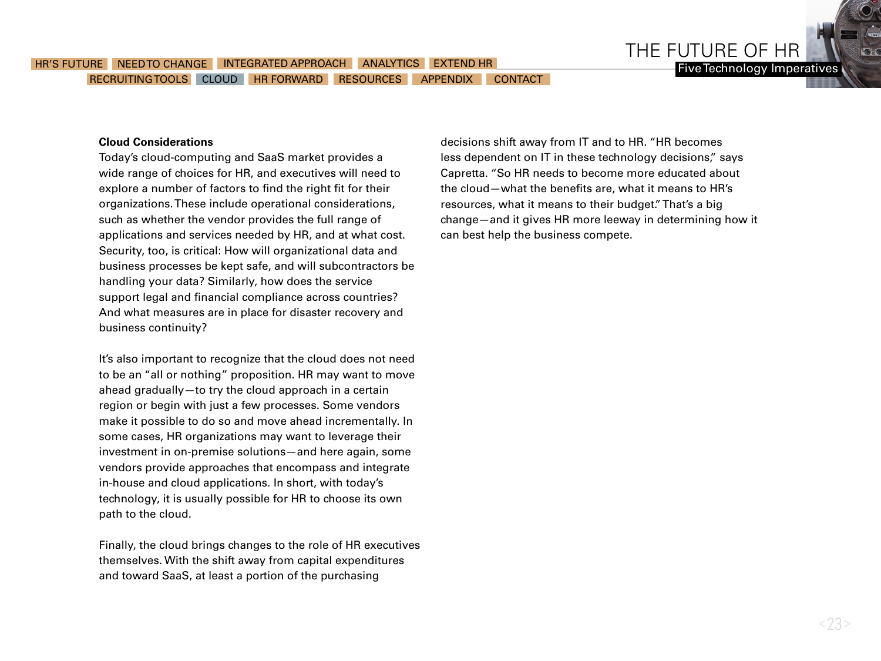**Cloud Considerations**

Today's cloud-computing and SaaS market provides a wide range of choices for HR, and executives will need to explore a number of factors to find the right fit for their organizations. These include operational considerations, such as whether the vendor provides the full range of applications and services needed by HR, and at what cost. Security, too, is critical: How will organizational data and business processes be kept safe, and will subcontractors be handling your data? Similarly, how does the service support legal and financial compliance across countries? And what measures are in place for disaster recovery and business continuity?

It's also important to recognize that the cloud does not need to be an "all or nothing" proposition. HR may want to move ahead gradually—to try the cloud approach in a certain region or begin with just a few processes. Some vendors make it possible to do so and move ahead incrementally. In some cases, HR organizations may want to leverage their investment in on-premise solutions—and here again, some vendors provide approaches that encompass and integrate in-house and cloud applications. In short, with today's technology, it is usually possible for HR to choose its own path to the cloud.

Finally, the cloud brings changes to the role of HR executives themselves. With the shift away from capital expenditures and toward SaaS, at least a portion of the purchasing decisions shift away from IT and to HR. "HR becomes less dependent on IT in these technology decisions," says Capretta. "So HR needs to become more educated about the cloud—what the benefits are, what it means to HR's resources, what it means to their budget." That's a big change—and it gives HR more leeway in determining how it can best help the business compete.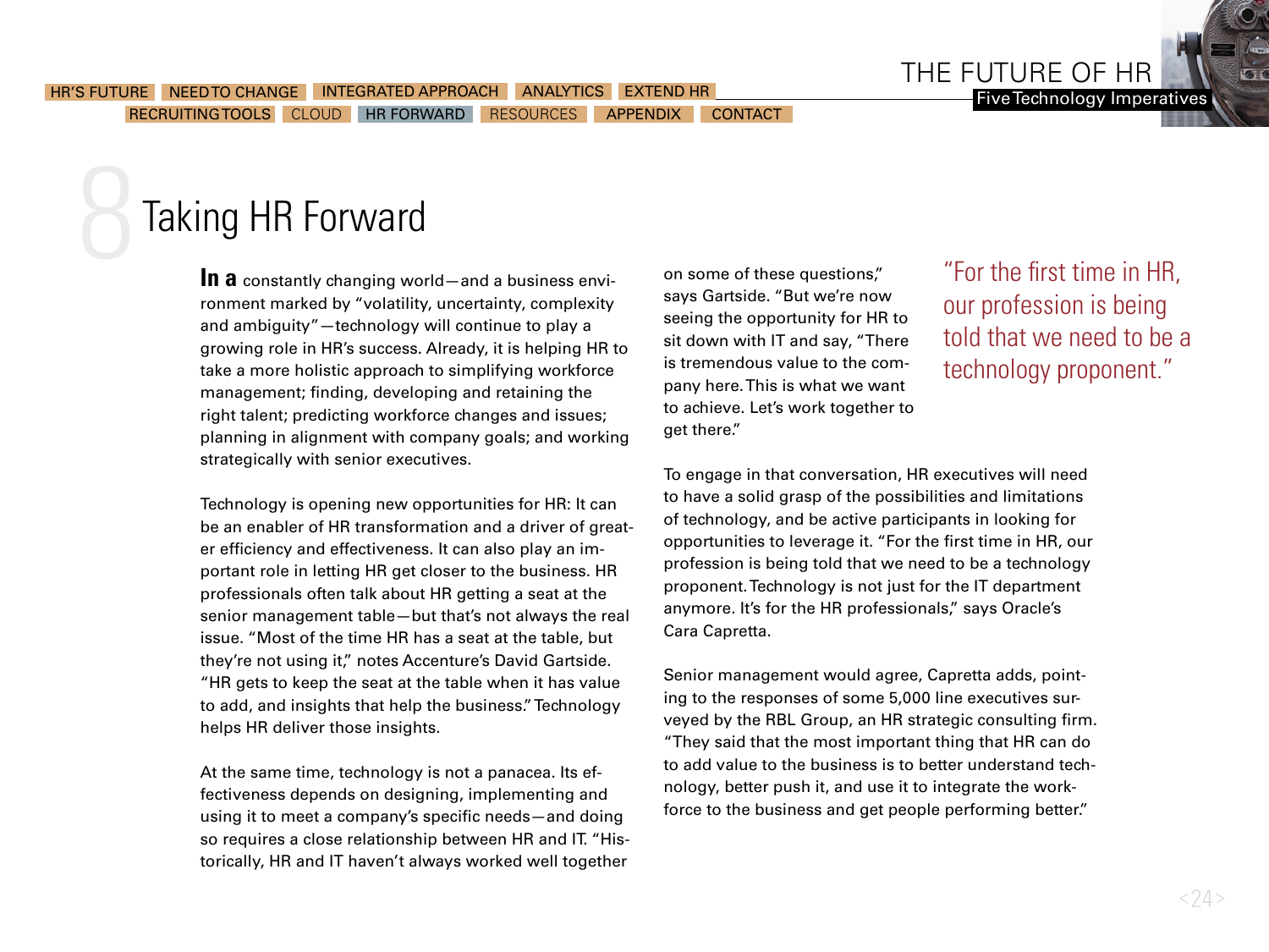# 8 Taking HR Forward

**In a** constantly changing world—and a business environment marked by "volatility, uncertainty, complexity and ambiguity"—technology will continue to play a growing role in HR's success. Already, it is helping HR to take a more holistic approach to simplifying workforce management; finding, developing and retaining the right talent; predicting workforce changes and issues; planning in alignment with company goals; and working strategically with senior executives.

Technology is opening new opportunities for HR: It can be an enabler of HR transformation and a driver of greater efficiency and effectiveness. It can also play an important role in letting HR get closer to the business. HR professionals often talk about HR getting a seat at the senior management table—but that's not always the real issue. "Most of the time HR has a seat at the table, but they're not using it," notes Accenture's David Gartside. "HR gets to keep the seat at the table when it has value to add, and insights that help the business." Technology helps HR deliver those insights.

At the same time, technology is not a panacea. Its effectiveness depends on designing, implementing and using it to meet a company's specific needs—and doing so requires a close relationship between HR and IT. "Historically, HR and IT haven't always worked well together on some of these questions," says Gartside. "But we're now seeing the opportunity for HR to sit down with IT and say, "There is tremendous value to the company here. This is what we want to achieve. Let's work together to get there."

> "For the first time in HR, our profession is being told that we need to be a technology proponent."

To engage in that conversation, HR executives will need to have a solid grasp of the possibilities and limitations of technology, and be active participants in looking for opportunities to leverage it. "For the first time in HR, our profession is being told that we need to be a technology proponent. Technology is not just for the IT department anymore. It's for the HR professionals," says Oracle's Cara Capretta.

Senior management would agree, Capretta adds, pointing to the responses of some 5,000 line executives surveyed by the RBL Group, an HR strategic consulting firm. "They said that the most important thing that HR can do to add value to the business is to better understand technology, better push it, and use it to integrate the workforce to the business and get people performing better."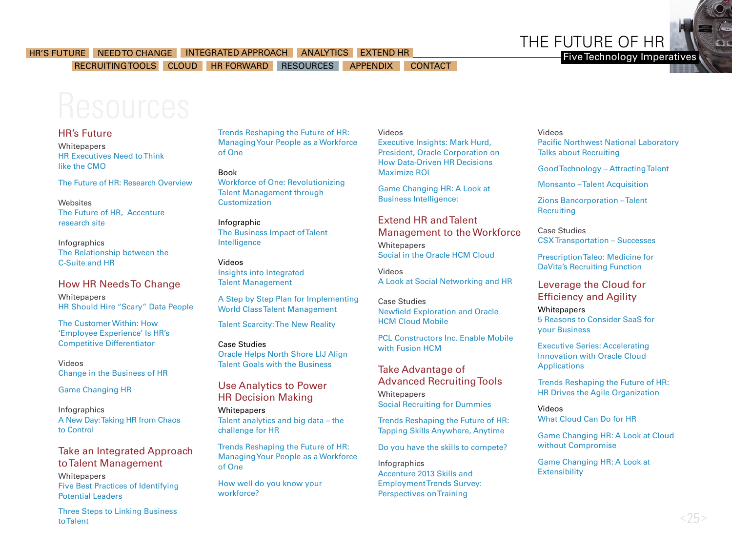# Resources

## HR's Future

Whitepapers

HR Executives Need to Think like the CMO

The Future of HR: Research Overview

Websites

The Future of HR, Accenture research site

Infographics

The Relationship between the C-Suite and HR

## How HR Needs To Change

Whitepapers

HR Should Hire "Scary" Data People

The Customer Within: How 'Employee Experience' Is HR's Competitive Differentiator

Videos

Change in the Business of HR

Game Changing HR

Infographics

A New Day: Taking HR from Chaos to Control

## Take an Integrated Approach to Talent Management

Whitepapers

Five Best Practices of Identifying Potential Leaders

Three Steps to Linking Business to Talent

Trends Reshaping the Future of HR: Managing Your People as a Workforce of One

Book

Workforce of One: Revolutionizing Talent Management through Customization

Infographic

The Business Impact of Talent Intelligence

Videos

Insights into Integrated Talent Management

A Step by Step Plan for Implementing World Class Talent Management

Talent Scarcity: The New Reality

Case Studies

Oracle Helps North Shore LIJ Align Talent Goals with the Business

## Use Analytics to Power HR Decision Making

Whitepapers

Talent analytics and big data – the challenge for HR

Trends Reshaping the Future of HR: Managing Your People as a Workforce of One

How well do you know your workforce?

Videos

Executive Insights: Mark Hurd, President, Oracle Corporation on How Data-Driven HR Decisions Maximize ROI

Game Changing HR: A Look at Business Intelligence:

## Extend HR and Talent Management to the Workforce

Whitepapers

Social in the Oracle HCM Cloud

Videos

A Look at Social Networking and HR

Case Studies

Newfield Exploration and Oracle HCM Cloud Mobile

PCL Constructors Inc. Enable Mobile with Fusion HCM

## Take Advantage of Advanced Recruiting Tools

Whitepapers

Social Recruiting for Dummies

Trends Reshaping the Future of HR: Tapping Skills Anywhere, Anytime

Do you have the skills to compete?

Infographics

Accenture 2013 Skills and Employment Trends Survey: Perspectives on Training

Videos

Pacific Northwest National Laboratory Talks about Recruiting

Good Technology – Attracting Talent

Monsanto – Talent Acquisition

Zions Bancorporation – Talent Recruiting

Case Studies

CSX Transportation – Successes

Prescription Taleo: Medicine for DaVita's Recruiting Function

## Leverage the Cloud for Efficiency and Agility

Whitepapers

5 Reasons to Consider SaaS for your Business

Executive Series: Accelerating Innovation with Oracle Cloud Applications

Trends Reshaping the Future of HR: HR Drives the Agile Organization

Videos

What Cloud Can Do for HR

Game Changing HR: A Look at Cloud without Compromise

Game Changing HR: A Look at Extensibility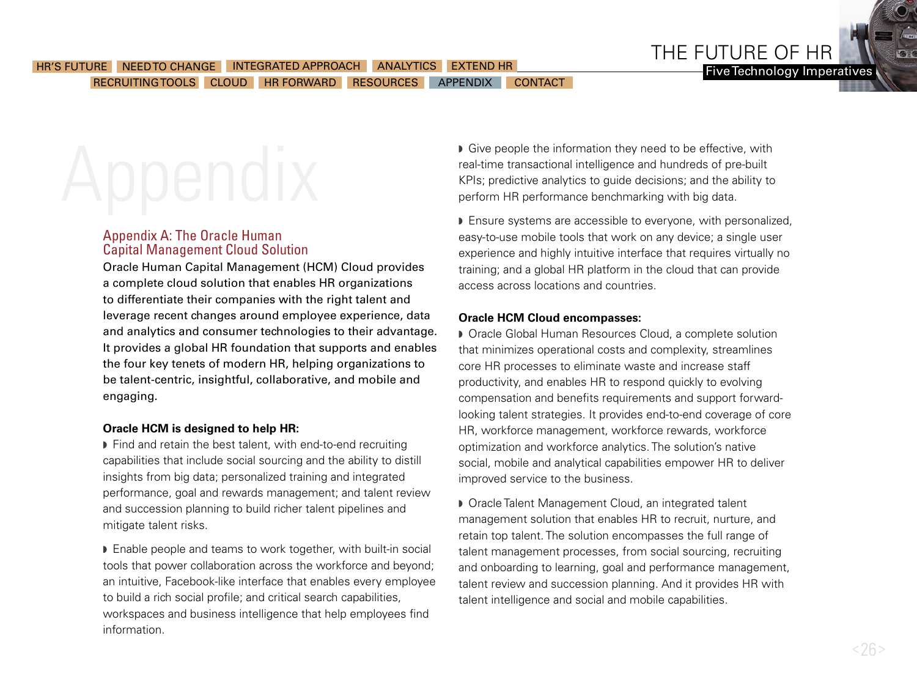# Appendix

## Appendix A: The Oracle Human Capital Management Cloud Solution

Oracle Human Capital Management (HCM) Cloud provides a complete cloud solution that enables HR organizations to differentiate their companies with the right talent and leverage recent changes around employee experience, data and analytics and consumer technologies to their advantage. It provides a global HR foundation that supports and enables the four key tenets of modern HR, helping organizations to be talent-centric, insightful, collaborative, and mobile and engaging.

**Oracle HCM is designed to help HR:**

- Find and retain the best talent, with end-to-end recruiting capabilities that include social sourcing and the ability to distill insights from big data; personalized training and integrated performance, goal and rewards management; and talent review and succession planning to build richer talent pipelines and mitigate talent risks.
- Enable people and teams to work together, with built-in social tools that power collaboration across the workforce and beyond; an intuitive, Facebook-like interface that enables every employee to build a rich social profile; and critical search capabilities, workspaces and business intelligence that help employees find information.
- Give people the information they need to be effective, with real-time transactional intelligence and hundreds of pre-built KPIs; predictive analytics to guide decisions; and the ability to perform HR performance benchmarking with big data.
- Ensure systems are accessible to everyone, with personalized, easy-to-use mobile tools that work on any device; a single user experience and highly intuitive interface that requires virtually no training; and a global HR platform in the cloud that can provide access across locations and countries.

**Oracle HCM Cloud encompasses:**

- Oracle Global Human Resources Cloud, a complete solution that minimizes operational costs and complexity, streamlines core HR processes to eliminate waste and increase staff productivity, and enables HR to respond quickly to evolving compensation and benefits requirements and support forward-looking talent strategies. It provides end-to-end coverage of core HR, workforce management, workforce rewards, workforce optimization and workforce analytics. The solution's native social, mobile and analytical capabilities empower HR to deliver improved service to the business.
- Oracle Talent Management Cloud, an integrated talent management solution that enables HR to recruit, nurture, and retain top talent. The solution encompasses the full range of talent management processes, from social sourcing, recruiting and onboarding to learning, goal and performance management, talent review and succession planning. And it provides HR with talent intelligence and social and mobile capabilities.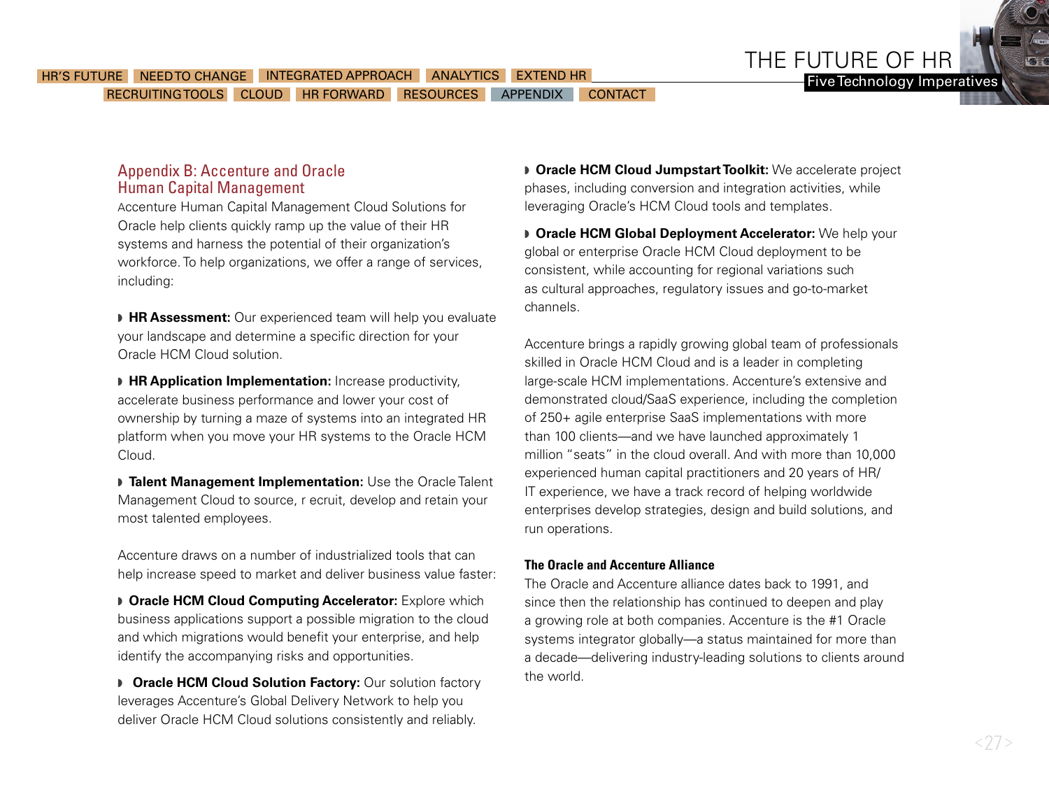## Appendix B: Accenture and Oracle Human Capital Management

Accenture Human Capital Management Cloud Solutions for Oracle help clients quickly ramp up the value of their HR systems and harness the potential of their organization's workforce. To help organizations, we offer a range of services, including:

- **HR Assessment:** Our experienced team will help you evaluate your landscape and determine a specific direction for your Oracle HCM Cloud solution.
- **HR Application Implementation:** Increase productivity, accelerate business performance and lower your cost of ownership by turning a maze of systems into an integrated HR platform when you move your HR systems to the Oracle HCM Cloud.
- **Talent Management Implementation:** Use the Oracle Talent Management Cloud to source, r ecruit, develop and retain your most talented employees.

Accenture draws on a number of industrialized tools that can help increase speed to market and deliver business value faster:

- **Oracle HCM Cloud Computing Accelerator:** Explore which business applications support a possible migration to the cloud and which migrations would benefit your enterprise, and help identify the accompanying risks and opportunities.
- **Oracle HCM Cloud Solution Factory:** Our solution factory leverages Accenture's Global Delivery Network to help you deliver Oracle HCM Cloud solutions consistently and reliably.
- **Oracle HCM Cloud Jumpstart Toolkit:** We accelerate project phases, including conversion and integration activities, while leveraging Oracle's HCM Cloud tools and templates.
- **Oracle HCM Global Deployment Accelerator:** We help your global or enterprise Oracle HCM Cloud deployment to be consistent, while accounting for regional variations such as cultural approaches, regulatory issues and go-to-market channels.

Accenture brings a rapidly growing global team of professionals skilled in Oracle HCM Cloud and is a leader in completing large-scale HCM implementations. Accenture's extensive and demonstrated cloud/SaaS experience, including the completion of 250+ agile enterprise SaaS implementations with more than 100 clients—and we have launched approximately 1 million "seats" in the cloud overall. And with more than 10,000 experienced human capital practitioners and 20 years of HR/IT experience, we have a track record of helping worldwide enterprises develop strategies, design and build solutions, and run operations.

### The Oracle and Accenture Alliance

The Oracle and Accenture alliance dates back to 1991, and since then the relationship has continued to deepen and play a growing role at both companies. Accenture is the #1 Oracle systems integrator globally—a status maintained for more than a decade—delivering industry-leading solutions to clients around the world.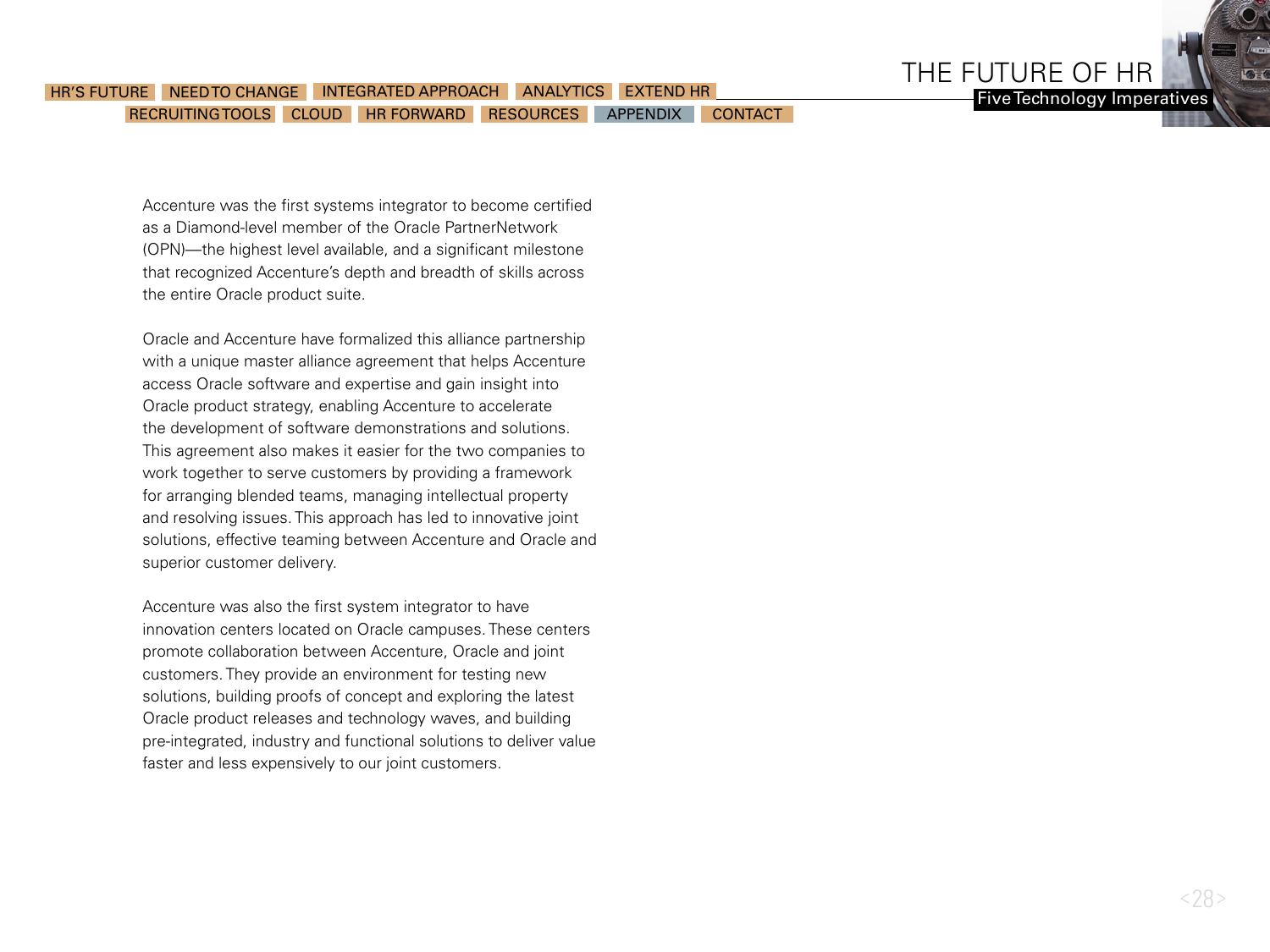Accenture was the first systems integrator to become certified as a Diamond-level member of the Oracle PartnerNetwork (OPN)—the highest level available, and a significant milestone that recognized Accenture's depth and breadth of skills across the entire Oracle product suite.

Oracle and Accenture have formalized this alliance partnership with a unique master alliance agreement that helps Accenture access Oracle software and expertise and gain insight into Oracle product strategy, enabling Accenture to accelerate the development of software demonstrations and solutions. This agreement also makes it easier for the two companies to work together to serve customers by providing a framework for arranging blended teams, managing intellectual property and resolving issues. This approach has led to innovative joint solutions, effective teaming between Accenture and Oracle and superior customer delivery.

Accenture was also the first system integrator to have innovation centers located on Oracle campuses. These centers promote collaboration between Accenture, Oracle and joint customers. They provide an environment for testing new solutions, building proofs of concept and exploring the latest Oracle product releases and technology waves, and building pre-integrated, industry and functional solutions to deliver value faster and less expensively to our joint customers.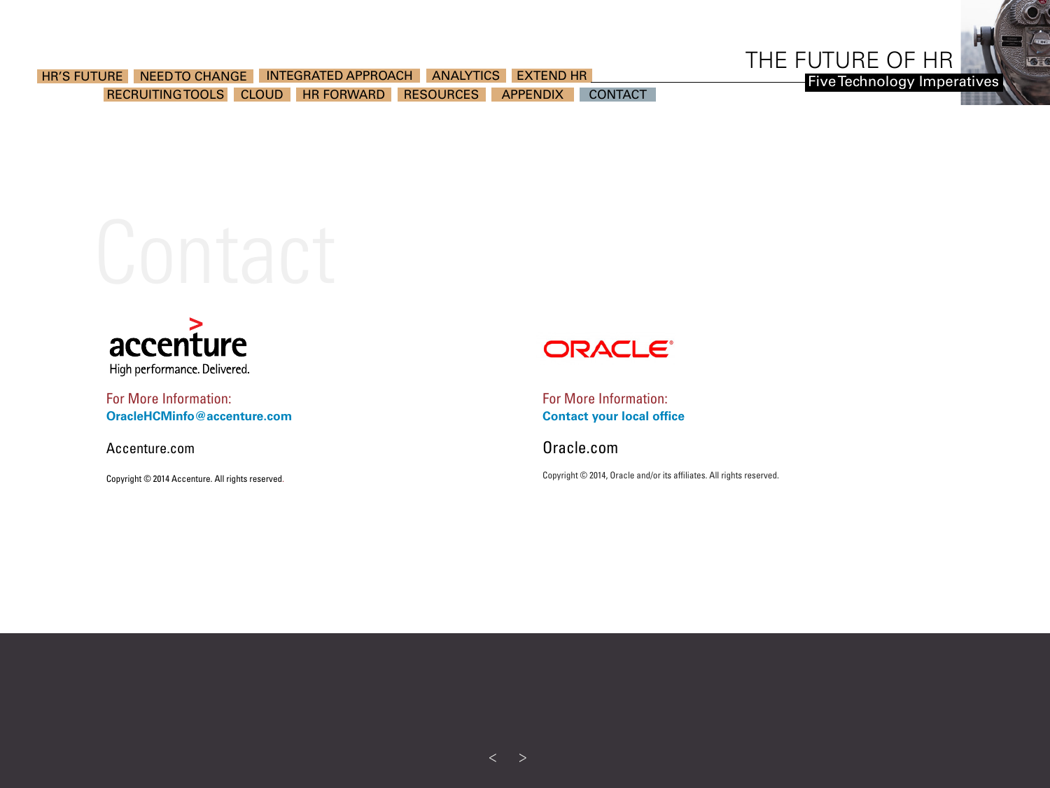# Contact

accenture

High performance. Delivered.

For More Information:
**OracleHCMinfo@accenture.com**

Accenture.com

Copyright © 2014 Accenture. All rights reserved.

ORACLE

For More Information:
**Contact your local office**

Oracle.com

Copyright © 2014, Oracle and/or its affiliates. All rights reserved.